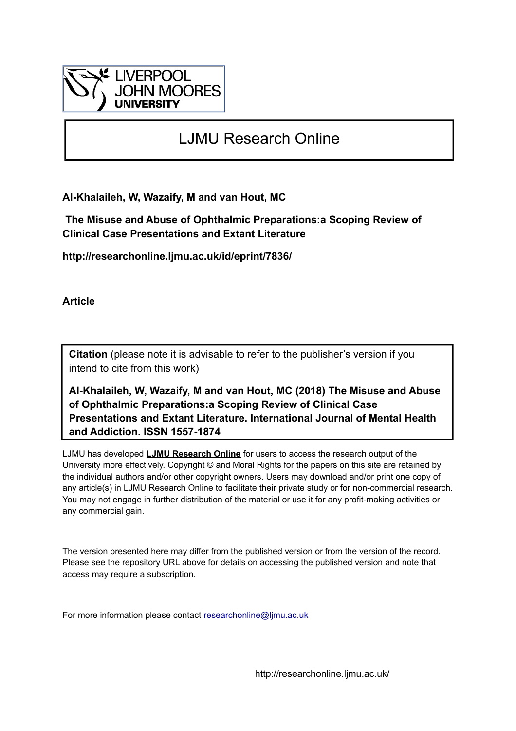LIVERPOOL
JOHN MOORES
UNIVERSITY

# LJMU Research Online

**Al-Khalaileh, W, Wazaify, M and van Hout, MC**

**The Misuse and Abuse of Ophthalmic Preparations:a Scoping Review of Clinical Case Presentations and Extant Literature**

**http://researchonline.ljmu.ac.uk/id/eprint/7836/**

**Article**

**Citation** (please note it is advisable to refer to the publisher's version if you intend to cite from this work)

**Al-Khalaileh, W, Wazaify, M and van Hout, MC (2018) The Misuse and Abuse of Ophthalmic Preparations:a Scoping Review of Clinical Case Presentations and Extant Literature. International Journal of Mental Health and Addiction. ISSN 1557-1874**

LJMU has developed **LJMU Research Online** for users to access the research output of the University more effectively. Copyright © and Moral Rights for the papers on this site are retained by the individual authors and/or other copyright owners. Users may download and/or print one copy of any article(s) in LJMU Research Online to facilitate their private study or for non-commercial research. You may not engage in further distribution of the material or use it for any profit-making activities or any commercial gain.

The version presented here may differ from the published version or from the version of the record. Please see the repository URL above for details on accessing the published version and note that access may require a subscription.

For more information please contact researchonline@ljmu.ac.uk

http://researchonline.ljmu.ac.uk/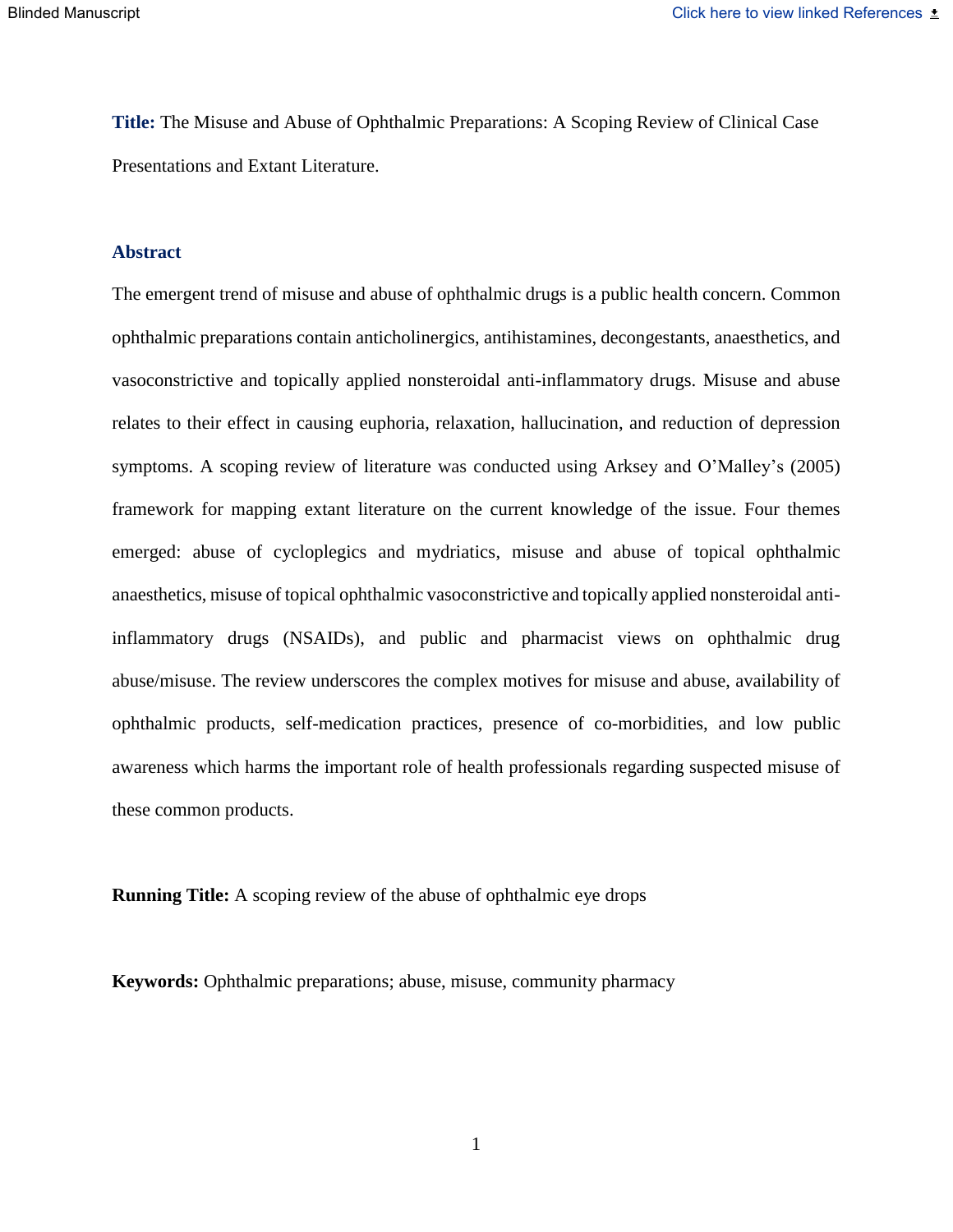**Title:** The Misuse and Abuse of Ophthalmic Preparations: A Scoping Review of Clinical Case Presentations and Extant Literature.

## Abstract

The emergent trend of misuse and abuse of ophthalmic drugs is a public health concern. Common ophthalmic preparations contain anticholinergics, antihistamines, decongestants, anaesthetics, and vasoconstrictive and topically applied nonsteroidal anti-inflammatory drugs. Misuse and abuse relates to their effect in causing euphoria, relaxation, hallucination, and reduction of depression symptoms. A scoping review of literature was conducted using Arksey and O'Malley's (2005) framework for mapping extant literature on the current knowledge of the issue. Four themes emerged: abuse of cycloplegics and mydriatics, misuse and abuse of topical ophthalmic anaesthetics, misuse of topical ophthalmic vasoconstrictive and topically applied nonsteroidal anti-inflammatory drugs (NSAIDs), and public and pharmacist views on ophthalmic drug abuse/misuse. The review underscores the complex motives for misuse and abuse, availability of ophthalmic products, self-medication practices, presence of co-morbidities, and low public awareness which harms the important role of health professionals regarding suspected misuse of these common products.

**Running Title:** A scoping review of the abuse of ophthalmic eye drops

**Keywords:** Ophthalmic preparations; abuse, misuse, community pharmacy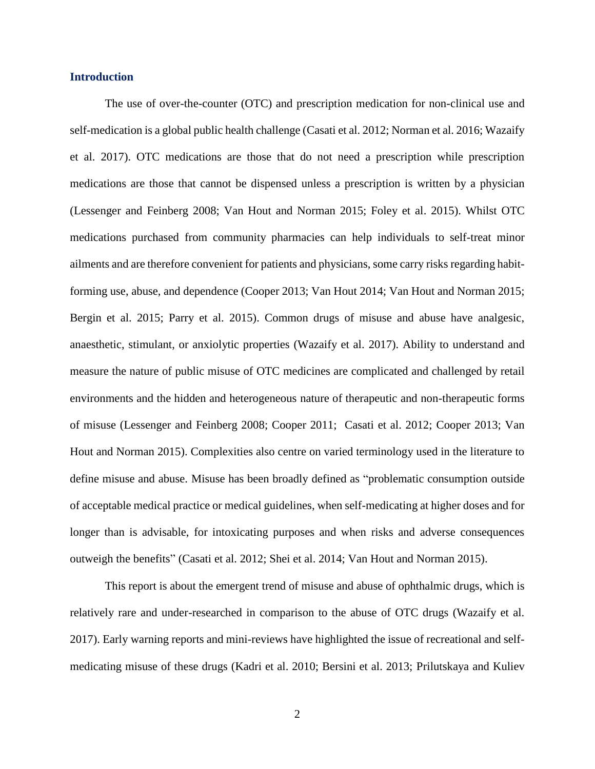## Introduction

The use of over-the-counter (OTC) and prescription medication for non-clinical use and self-medication is a global public health challenge (Casati et al. 2012; Norman et al. 2016; Wazaify et al. 2017). OTC medications are those that do not need a prescription while prescription medications are those that cannot be dispensed unless a prescription is written by a physician (Lessenger and Feinberg 2008; Van Hout and Norman 2015; Foley et al. 2015). Whilst OTC medications purchased from community pharmacies can help individuals to self-treat minor ailments and are therefore convenient for patients and physicians, some carry risks regarding habit-forming use, abuse, and dependence (Cooper 2013; Van Hout 2014; Van Hout and Norman 2015; Bergin et al. 2015; Parry et al. 2015). Common drugs of misuse and abuse have analgesic, anaesthetic, stimulant, or anxiolytic properties (Wazaify et al. 2017). Ability to understand and measure the nature of public misuse of OTC medicines are complicated and challenged by retail environments and the hidden and heterogeneous nature of therapeutic and non-therapeutic forms of misuse (Lessenger and Feinberg 2008; Cooper 2011; Casati et al. 2012; Cooper 2013; Van Hout and Norman 2015). Complexities also centre on varied terminology used in the literature to define misuse and abuse. Misuse has been broadly defined as "problematic consumption outside of acceptable medical practice or medical guidelines, when self-medicating at higher doses and for longer than is advisable, for intoxicating purposes and when risks and adverse consequences outweigh the benefits" (Casati et al. 2012; Shei et al. 2014; Van Hout and Norman 2015).

This report is about the emergent trend of misuse and abuse of ophthalmic drugs, which is relatively rare and under-researched in comparison to the abuse of OTC drugs (Wazaify et al. 2017). Early warning reports and mini-reviews have highlighted the issue of recreational and self-medicating misuse of these drugs (Kadri et al. 2010; Bersini et al. 2013; Prilutskaya and Kuliev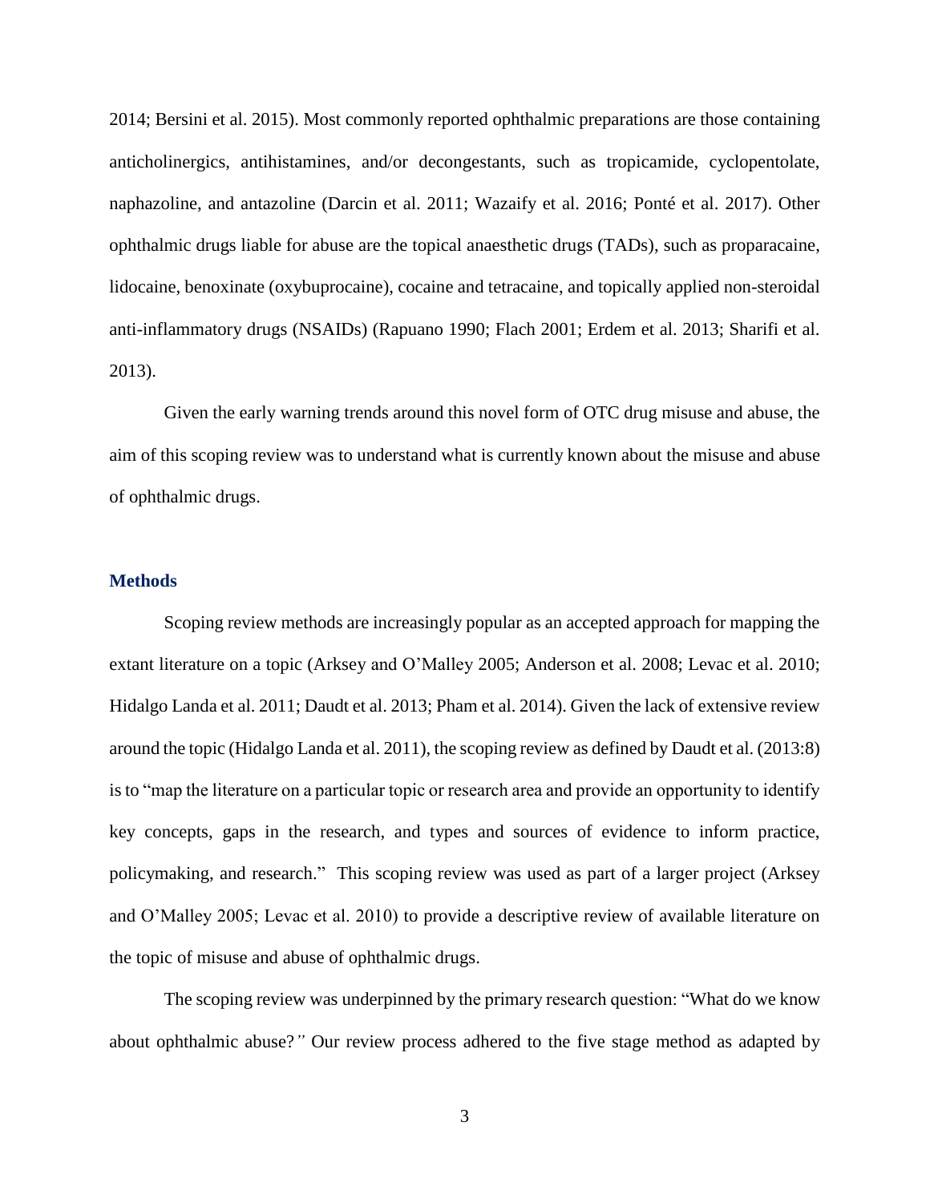2014; Bersini et al. 2015). Most commonly reported ophthalmic preparations are those containing anticholinergics, antihistamines, and/or decongestants, such as tropicamide, cyclopentolate, naphazoline, and antazoline (Darcin et al. 2011; Wazaify et al. 2016; Ponté et al. 2017). Other ophthalmic drugs liable for abuse are the topical anaesthetic drugs (TADs), such as proparacaine, lidocaine, benoxinate (oxybuprocaine), cocaine and tetracaine, and topically applied non-steroidal anti-inflammatory drugs (NSAIDs) (Rapuano 1990; Flach 2001; Erdem et al. 2013; Sharifi et al. 2013).

Given the early warning trends around this novel form of OTC drug misuse and abuse, the aim of this scoping review was to understand what is currently known about the misuse and abuse of ophthalmic drugs.

## Methods

Scoping review methods are increasingly popular as an accepted approach for mapping the extant literature on a topic (Arksey and O'Malley 2005; Anderson et al. 2008; Levac et al. 2010; Hidalgo Landa et al. 2011; Daudt et al. 2013; Pham et al. 2014). Given the lack of extensive review around the topic (Hidalgo Landa et al. 2011), the scoping review as defined by Daudt et al. (2013:8) is to "map the literature on a particular topic or research area and provide an opportunity to identify key concepts, gaps in the research, and types and sources of evidence to inform practice, policymaking, and research." This scoping review was used as part of a larger project (Arksey and O'Malley 2005; Levac et al. 2010) to provide a descriptive review of available literature on the topic of misuse and abuse of ophthalmic drugs.

The scoping review was underpinned by the primary research question: "What do we know about ophthalmic abuse?*"* Our review process adhered to the five stage method as adapted by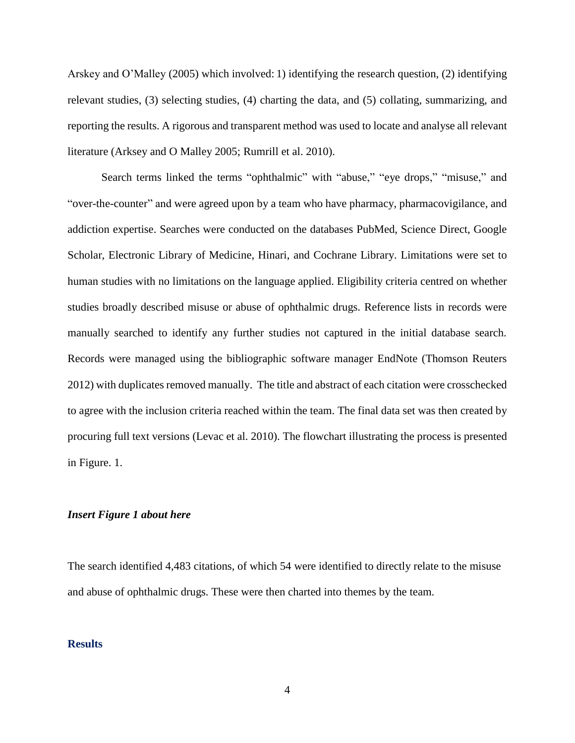Arskey and O'Malley (2005) which involved: 1) identifying the research question, (2) identifying relevant studies, (3) selecting studies, (4) charting the data, and (5) collating, summarizing, and reporting the results. A rigorous and transparent method was used to locate and analyse all relevant literature (Arksey and O Malley 2005; Rumrill et al. 2010).

Search terms linked the terms "ophthalmic" with "abuse," "eye drops," "misuse," and "over-the-counter" and were agreed upon by a team who have pharmacy, pharmacovigilance, and addiction expertise. Searches were conducted on the databases PubMed, Science Direct, Google Scholar, Electronic Library of Medicine, Hinari, and Cochrane Library. Limitations were set to human studies with no limitations on the language applied. Eligibility criteria centred on whether studies broadly described misuse or abuse of ophthalmic drugs. Reference lists in records were manually searched to identify any further studies not captured in the initial database search. Records were managed using the bibliographic software manager EndNote (Thomson Reuters 2012) with duplicates removed manually. The title and abstract of each citation were crosschecked to agree with the inclusion criteria reached within the team. The final data set was then created by procuring full text versions (Levac et al. 2010). The flowchart illustrating the process is presented in Figure. 1.

***Insert Figure 1 about here***

The search identified 4,483 citations, of which 54 were identified to directly relate to the misuse and abuse of ophthalmic drugs. These were then charted into themes by the team.

## Results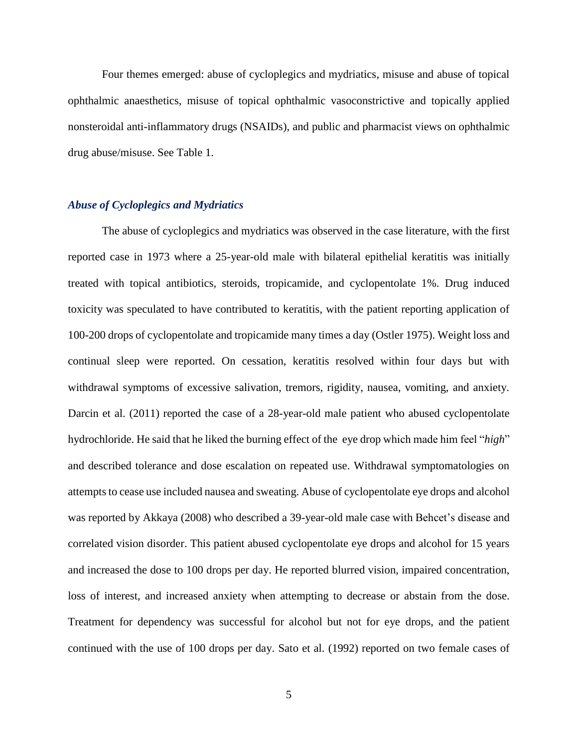Four themes emerged: abuse of cycloplegics and mydriatics, misuse and abuse of topical ophthalmic anaesthetics, misuse of topical ophthalmic vasoconstrictive and topically applied nonsteroidal anti-inflammatory drugs (NSAIDs), and public and pharmacist views on ophthalmic drug abuse/misuse. See Table 1.

### *Abuse of Cycloplegics and Mydriatics*

The abuse of cycloplegics and mydriatics was observed in the case literature, with the first reported case in 1973 where a 25-year-old male with bilateral epithelial keratitis was initially treated with topical antibiotics, steroids, tropicamide, and cyclopentolate 1%. Drug induced toxicity was speculated to have contributed to keratitis, with the patient reporting application of 100-200 drops of cyclopentolate and tropicamide many times a day (Ostler 1975). Weight loss and continual sleep were reported. On cessation, keratitis resolved within four days but with withdrawal symptoms of excessive salivation, tremors, rigidity, nausea, vomiting, and anxiety. Darcin et al. (2011) reported the case of a 28-year-old male patient who abused cyclopentolate hydrochloride. He said that he liked the burning effect of the eye drop which made him feel "*high*" and described tolerance and dose escalation on repeated use. Withdrawal symptomatologies on attempts to cease use included nausea and sweating. Abuse of cyclopentolate eye drops and alcohol was reported by Akkaya (2008) who described a 39-year-old male case with Behcet's disease and correlated vision disorder. This patient abused cyclopentolate eye drops and alcohol for 15 years and increased the dose to 100 drops per day. He reported blurred vision, impaired concentration, loss of interest, and increased anxiety when attempting to decrease or abstain from the dose. Treatment for dependency was successful for alcohol but not for eye drops, and the patient continued with the use of 100 drops per day. Sato et al. (1992) reported on two female cases of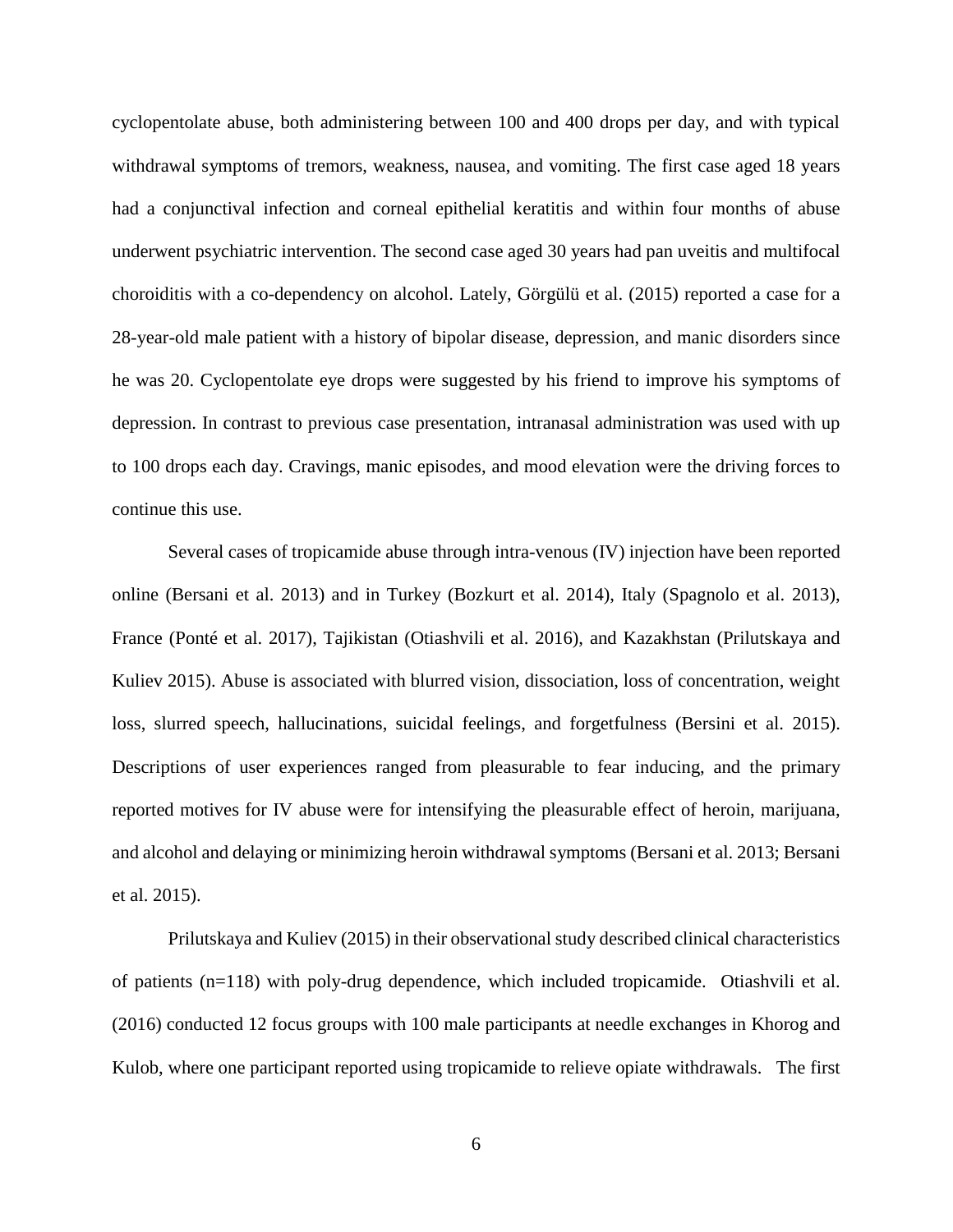cyclopentolate abuse, both administering between 100 and 400 drops per day, and with typical withdrawal symptoms of tremors, weakness, nausea, and vomiting. The first case aged 18 years had a conjunctival infection and corneal epithelial keratitis and within four months of abuse underwent psychiatric intervention. The second case aged 30 years had pan uveitis and multifocal choroiditis with a co-dependency on alcohol. Lately, Görgülü et al. (2015) reported a case for a 28-year-old male patient with a history of bipolar disease, depression, and manic disorders since he was 20. Cyclopentolate eye drops were suggested by his friend to improve his symptoms of depression. In contrast to previous case presentation, intranasal administration was used with up to 100 drops each day. Cravings, manic episodes, and mood elevation were the driving forces to continue this use.

Several cases of tropicamide abuse through intra-venous (IV) injection have been reported online (Bersani et al. 2013) and in Turkey (Bozkurt et al. 2014), Italy (Spagnolo et al. 2013), France (Ponté et al. 2017), Tajikistan (Otiashvili et al. 2016), and Kazakhstan (Prilutskaya and Kuliev 2015). Abuse is associated with blurred vision, dissociation, loss of concentration, weight loss, slurred speech, hallucinations, suicidal feelings, and forgetfulness (Bersini et al. 2015). Descriptions of user experiences ranged from pleasurable to fear inducing, and the primary reported motives for IV abuse were for intensifying the pleasurable effect of heroin, marijuana, and alcohol and delaying or minimizing heroin withdrawal symptoms (Bersani et al. 2013; Bersani et al. 2015).

Prilutskaya and Kuliev (2015) in their observational study described clinical characteristics of patients (n=118) with poly-drug dependence, which included tropicamide. Otiashvili et al. (2016) conducted 12 focus groups with 100 male participants at needle exchanges in Khorog and Kulob, where one participant reported using tropicamide to relieve opiate withdrawals. The first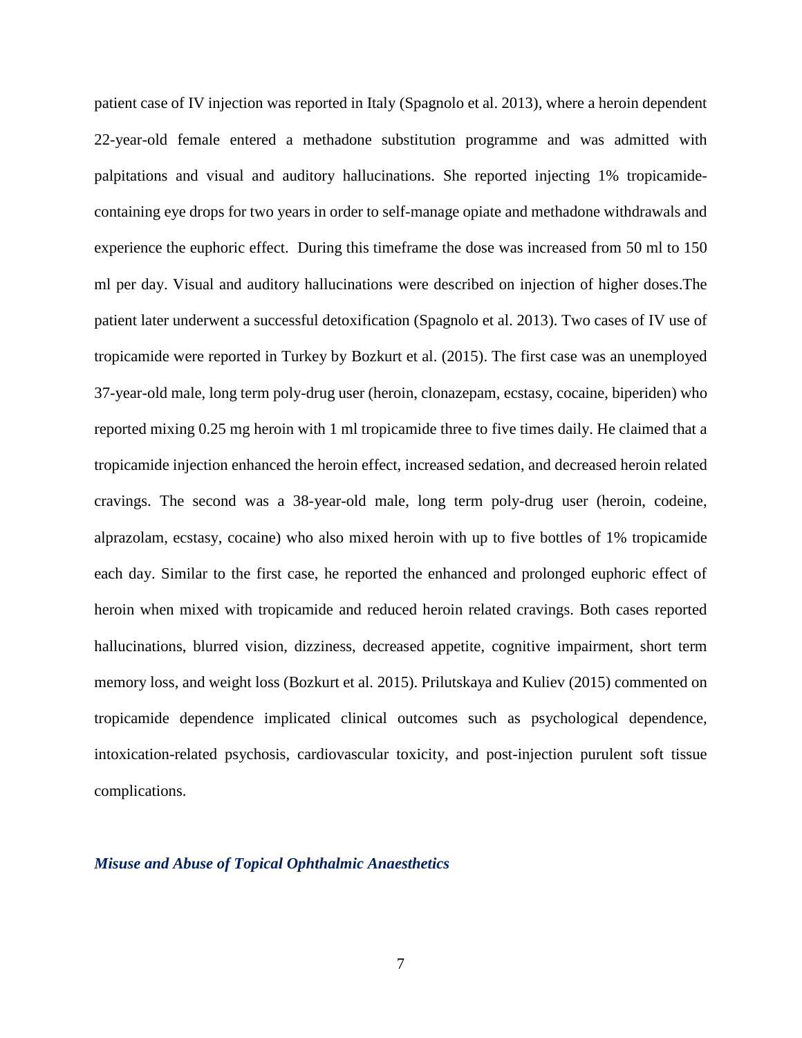patient case of IV injection was reported in Italy (Spagnolo et al. 2013), where a heroin dependent 22-year-old female entered a methadone substitution programme and was admitted with palpitations and visual and auditory hallucinations. She reported injecting 1% tropicamide-containing eye drops for two years in order to self-manage opiate and methadone withdrawals and experience the euphoric effect.  During this timeframe the dose was increased from 50 ml to 150 ml per day. Visual and auditory hallucinations were described on injection of higher doses.The patient later underwent a successful detoxification (Spagnolo et al. 2013). Two cases of IV use of tropicamide were reported in Turkey by Bozkurt et al. (2015). The first case was an unemployed 37-year-old male, long term poly-drug user (heroin, clonazepam, ecstasy, cocaine, biperiden) who reported mixing 0.25 mg heroin with 1 ml tropicamide three to five times daily. He claimed that a tropicamide injection enhanced the heroin effect, increased sedation, and decreased heroin related cravings. The second was a 38-year-old male, long term poly-drug user (heroin, codeine, alprazolam, ecstasy, cocaine) who also mixed heroin with up to five bottles of 1% tropicamide each day. Similar to the first case, he reported the enhanced and prolonged euphoric effect of heroin when mixed with tropicamide and reduced heroin related cravings. Both cases reported hallucinations, blurred vision, dizziness, decreased appetite, cognitive impairment, short term memory loss, and weight loss (Bozkurt et al. 2015). Prilutskaya and Kuliev (2015) commented on tropicamide dependence implicated clinical outcomes such as psychological dependence, intoxication-related psychosis, cardiovascular toxicity, and post-injection purulent soft tissue complications.

### *Misuse and Abuse of Topical Ophthalmic Anaesthetics*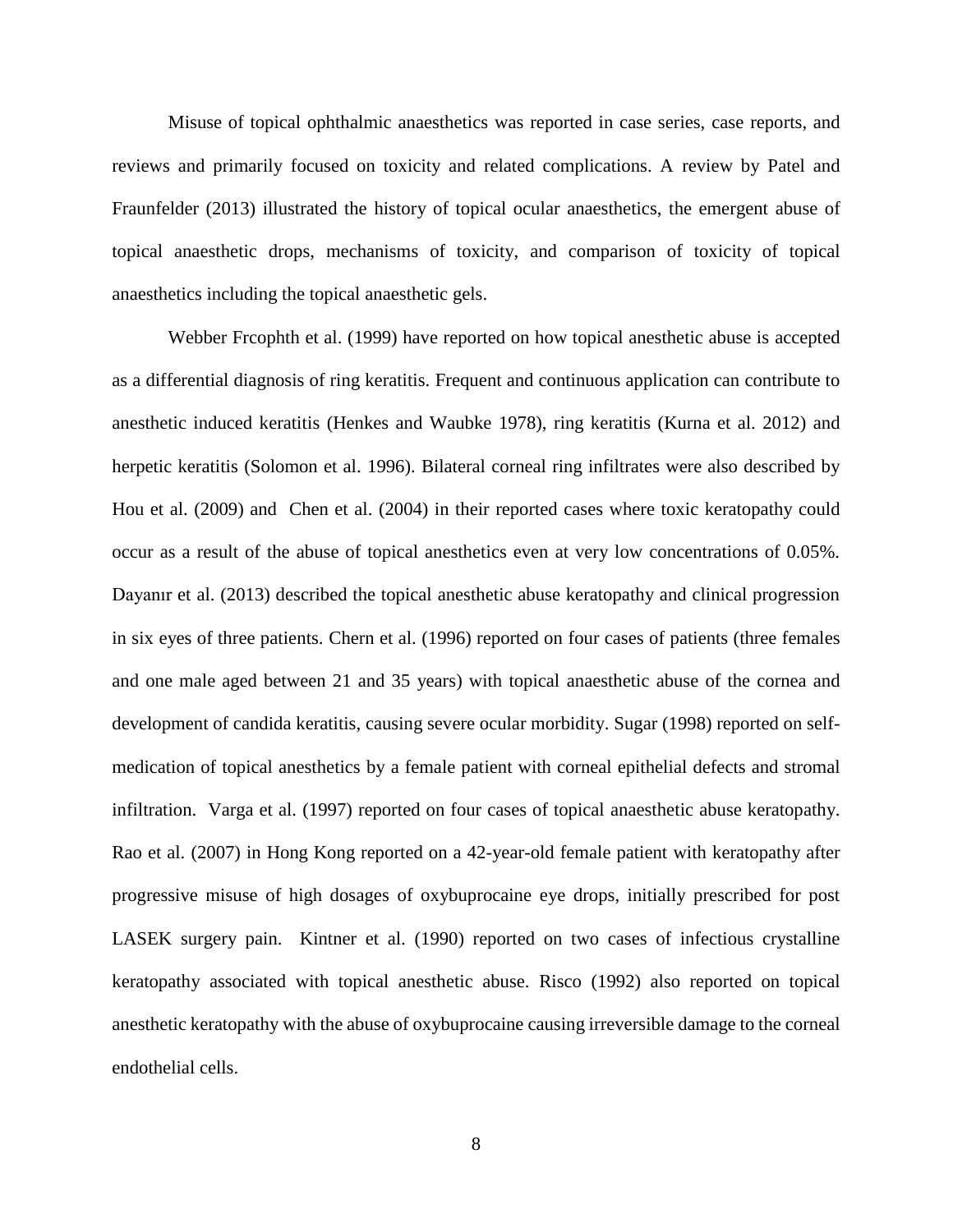Misuse of topical ophthalmic anaesthetics was reported in case series, case reports, and reviews and primarily focused on toxicity and related complications. A review by Patel and Fraunfelder (2013) illustrated the history of topical ocular anaesthetics, the emergent abuse of topical anaesthetic drops, mechanisms of toxicity, and comparison of toxicity of topical anaesthetics including the topical anaesthetic gels.

Webber Frcophth et al. (1999) have reported on how topical anesthetic abuse is accepted as a differential diagnosis of ring keratitis. Frequent and continuous application can contribute to anesthetic induced keratitis (Henkes and Waubke 1978), ring keratitis (Kurna et al. 2012) and herpetic keratitis (Solomon et al. 1996). Bilateral corneal ring infiltrates were also described by Hou et al. (2009) and Chen et al. (2004) in their reported cases where toxic keratopathy could occur as a result of the abuse of topical anesthetics even at very low concentrations of 0.05%. Dayanır et al. (2013) described the topical anesthetic abuse keratopathy and clinical progression in six eyes of three patients. Chern et al. (1996) reported on four cases of patients (three females and one male aged between 21 and 35 years) with topical anaesthetic abuse of the cornea and development of candida keratitis, causing severe ocular morbidity. Sugar (1998) reported on self-medication of topical anesthetics by a female patient with corneal epithelial defects and stromal infiltration. Varga et al. (1997) reported on four cases of topical anaesthetic abuse keratopathy. Rao et al. (2007) in Hong Kong reported on a 42-year-old female patient with keratopathy after progressive misuse of high dosages of oxybuprocaine eye drops, initially prescribed for post LASEK surgery pain. Kintner et al. (1990) reported on two cases of infectious crystalline keratopathy associated with topical anesthetic abuse. Risco (1992) also reported on topical anesthetic keratopathy with the abuse of oxybuprocaine causing irreversible damage to the corneal endothelial cells.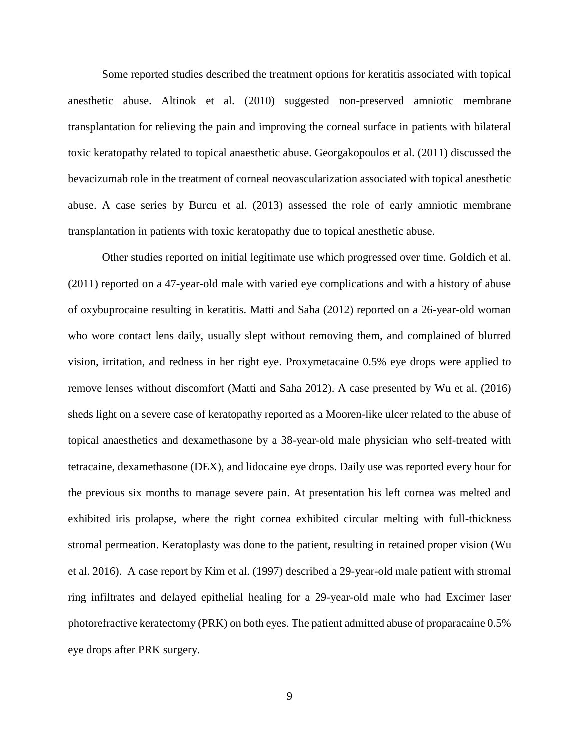Some reported studies described the treatment options for keratitis associated with topical anesthetic abuse. Altinok et al. (2010) suggested non-preserved amniotic membrane transplantation for relieving the pain and improving the corneal surface in patients with bilateral toxic keratopathy related to topical anaesthetic abuse. Georgakopoulos et al. (2011) discussed the bevacizumab role in the treatment of corneal neovascularization associated with topical anesthetic abuse. A case series by Burcu et al. (2013) assessed the role of early amniotic membrane transplantation in patients with toxic keratopathy due to topical anesthetic abuse.

Other studies reported on initial legitimate use which progressed over time. Goldich et al. (2011) reported on a 47-year-old male with varied eye complications and with a history of abuse of oxybuprocaine resulting in keratitis. Matti and Saha (2012) reported on a 26-year-old woman who wore contact lens daily, usually slept without removing them, and complained of blurred vision, irritation, and redness in her right eye. Proxymetacaine 0.5% eye drops were applied to remove lenses without discomfort (Matti and Saha 2012). A case presented by Wu et al. (2016) sheds light on a severe case of keratopathy reported as a Mooren-like ulcer related to the abuse of topical anaesthetics and dexamethasone by a 38-year-old male physician who self-treated with tetracaine, dexamethasone (DEX), and lidocaine eye drops. Daily use was reported every hour for the previous six months to manage severe pain. At presentation his left cornea was melted and exhibited iris prolapse, where the right cornea exhibited circular melting with full-thickness stromal permeation. Keratoplasty was done to the patient, resulting in retained proper vision (Wu et al. 2016). A case report by Kim et al. (1997) described a 29-year-old male patient with stromal ring infiltrates and delayed epithelial healing for a 29-year-old male who had Excimer laser photorefractive keratectomy (PRK) on both eyes. The patient admitted abuse of proparacaine 0.5% eye drops after PRK surgery.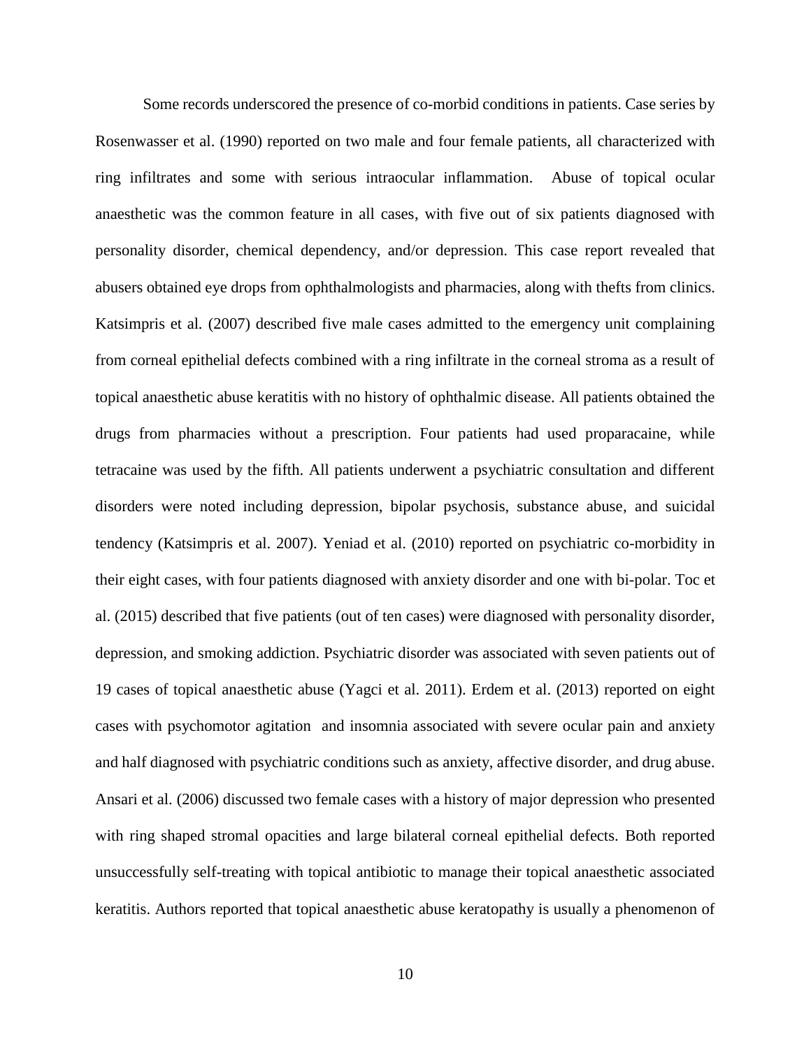Some records underscored the presence of co-morbid conditions in patients. Case series by Rosenwasser et al. (1990) reported on two male and four female patients, all characterized with ring infiltrates and some with serious intraocular inflammation. Abuse of topical ocular anaesthetic was the common feature in all cases, with five out of six patients diagnosed with personality disorder, chemical dependency, and/or depression. This case report revealed that abusers obtained eye drops from ophthalmologists and pharmacies, along with thefts from clinics. Katsimpris et al. (2007) described five male cases admitted to the emergency unit complaining from corneal epithelial defects combined with a ring infiltrate in the corneal stroma as a result of topical anaesthetic abuse keratitis with no history of ophthalmic disease. All patients obtained the drugs from pharmacies without a prescription. Four patients had used proparacaine, while tetracaine was used by the fifth. All patients underwent a psychiatric consultation and different disorders were noted including depression, bipolar psychosis, substance abuse, and suicidal tendency (Katsimpris et al. 2007). Yeniad et al. (2010) reported on psychiatric co-morbidity in their eight cases, with four patients diagnosed with anxiety disorder and one with bi-polar. Toc et al. (2015) described that five patients (out of ten cases) were diagnosed with personality disorder, depression, and smoking addiction. Psychiatric disorder was associated with seven patients out of 19 cases of topical anaesthetic abuse (Yagci et al. 2011). Erdem et al. (2013) reported on eight cases with psychomotor agitation and insomnia associated with severe ocular pain and anxiety and half diagnosed with psychiatric conditions such as anxiety, affective disorder, and drug abuse. Ansari et al. (2006) discussed two female cases with a history of major depression who presented with ring shaped stromal opacities and large bilateral corneal epithelial defects. Both reported unsuccessfully self-treating with topical antibiotic to manage their topical anaesthetic associated keratitis. Authors reported that topical anaesthetic abuse keratopathy is usually a phenomenon of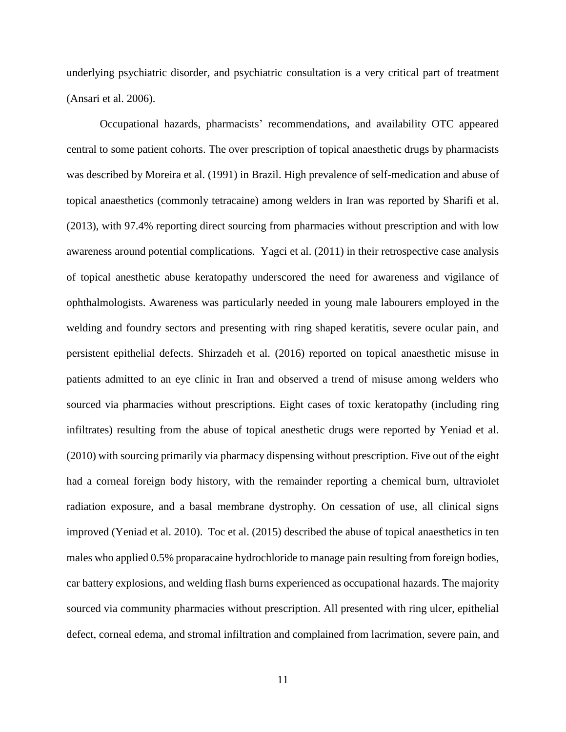underlying psychiatric disorder, and psychiatric consultation is a very critical part of treatment (Ansari et al. 2006).

Occupational hazards, pharmacists' recommendations, and availability OTC appeared central to some patient cohorts. The over prescription of topical anaesthetic drugs by pharmacists was described by Moreira et al. (1991) in Brazil. High prevalence of self-medication and abuse of topical anaesthetics (commonly tetracaine) among welders in Iran was reported by Sharifi et al. (2013), with 97.4% reporting direct sourcing from pharmacies without prescription and with low awareness around potential complications. Yagci et al. (2011) in their retrospective case analysis of topical anesthetic abuse keratopathy underscored the need for awareness and vigilance of ophthalmologists. Awareness was particularly needed in young male labourers employed in the welding and foundry sectors and presenting with ring shaped keratitis, severe ocular pain, and persistent epithelial defects. Shirzadeh et al. (2016) reported on topical anaesthetic misuse in patients admitted to an eye clinic in Iran and observed a trend of misuse among welders who sourced via pharmacies without prescriptions. Eight cases of toxic keratopathy (including ring infiltrates) resulting from the abuse of topical anesthetic drugs were reported by Yeniad et al. (2010) with sourcing primarily via pharmacy dispensing without prescription. Five out of the eight had a corneal foreign body history, with the remainder reporting a chemical burn, ultraviolet radiation exposure, and a basal membrane dystrophy. On cessation of use, all clinical signs improved (Yeniad et al. 2010). Toc et al. (2015) described the abuse of topical anaesthetics in ten males who applied 0.5% proparacaine hydrochloride to manage pain resulting from foreign bodies, car battery explosions, and welding flash burns experienced as occupational hazards. The majority sourced via community pharmacies without prescription. All presented with ring ulcer, epithelial defect, corneal edema, and stromal infiltration and complained from lacrimation, severe pain, and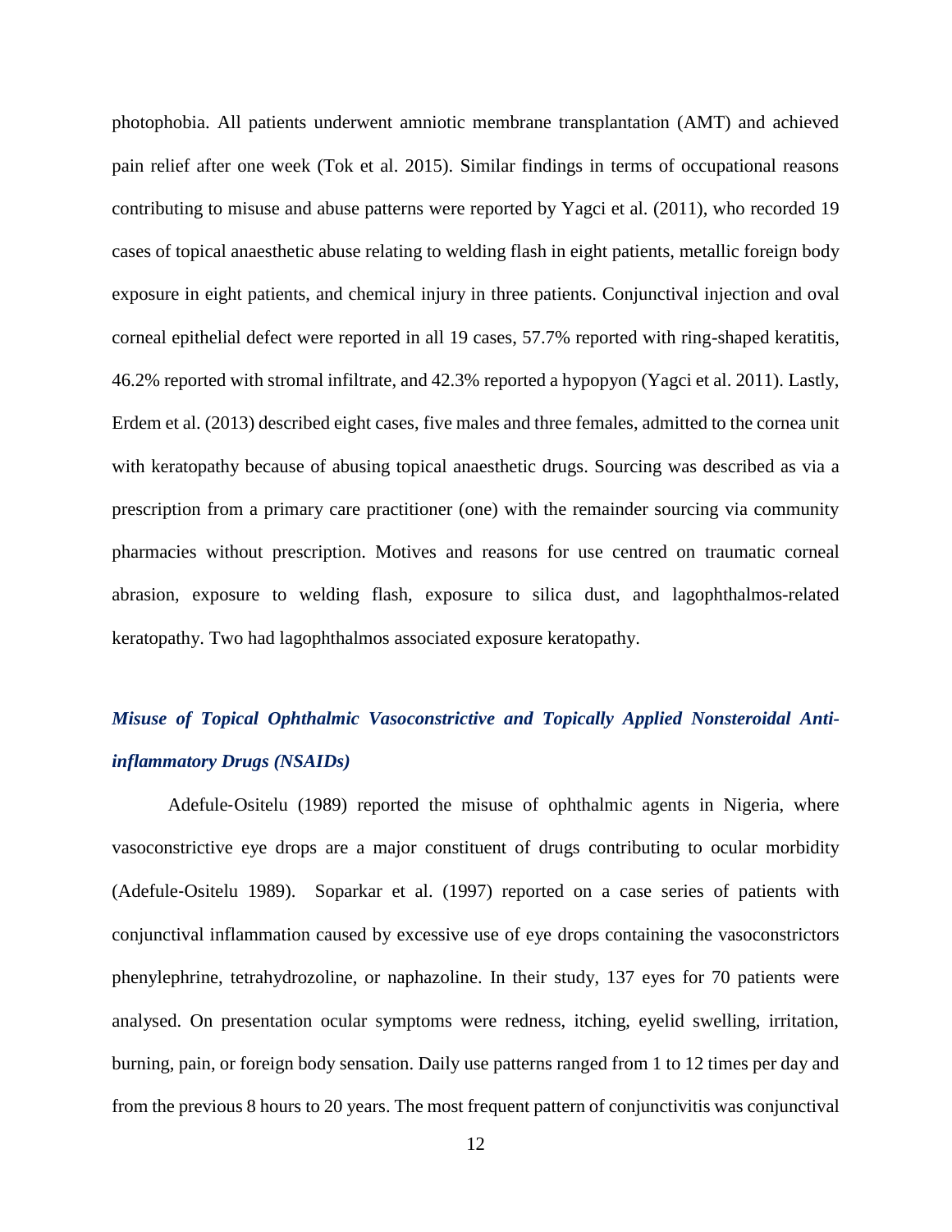photophobia. All patients underwent amniotic membrane transplantation (AMT) and achieved pain relief after one week (Tok et al. 2015). Similar findings in terms of occupational reasons contributing to misuse and abuse patterns were reported by Yagci et al. (2011), who recorded 19 cases of topical anaesthetic abuse relating to welding flash in eight patients, metallic foreign body exposure in eight patients, and chemical injury in three patients. Conjunctival injection and oval corneal epithelial defect were reported in all 19 cases, 57.7% reported with ring-shaped keratitis, 46.2% reported with stromal infiltrate, and 42.3% reported a hypopyon (Yagci et al. 2011). Lastly, Erdem et al. (2013) described eight cases, five males and three females, admitted to the cornea unit with keratopathy because of abusing topical anaesthetic drugs. Sourcing was described as via a prescription from a primary care practitioner (one) with the remainder sourcing via community pharmacies without prescription. Motives and reasons for use centred on traumatic corneal abrasion, exposure to welding flash, exposure to silica dust, and lagophthalmos-related keratopathy. Two had lagophthalmos associated exposure keratopathy.

### *Misuse of Topical Ophthalmic Vasoconstrictive and Topically Applied Nonsteroidal Anti-inflammatory Drugs (NSAIDs)*

Adefule-Ositelu (1989) reported the misuse of ophthalmic agents in Nigeria, where vasoconstrictive eye drops are a major constituent of drugs contributing to ocular morbidity (Adefule-Ositelu 1989). Soparkar et al. (1997) reported on a case series of patients with conjunctival inflammation caused by excessive use of eye drops containing the vasoconstrictors phenylephrine, tetrahydrozoline, or naphazoline. In their study, 137 eyes for 70 patients were analysed. On presentation ocular symptoms were redness, itching, eyelid swelling, irritation, burning, pain, or foreign body sensation. Daily use patterns ranged from 1 to 12 times per day and from the previous 8 hours to 20 years. The most frequent pattern of conjunctivitis was conjunctival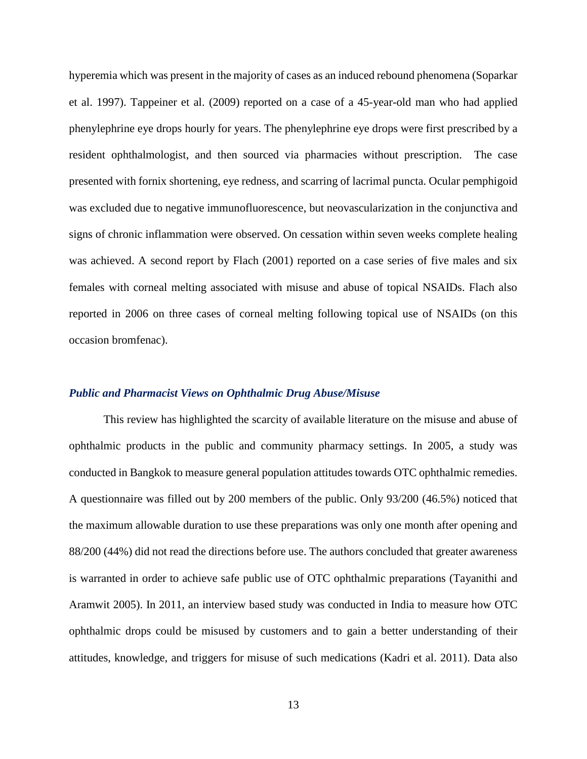hyperemia which was present in the majority of cases as an induced rebound phenomena (Soparkar et al. 1997). Tappeiner et al. (2009) reported on a case of a 45-year-old man who had applied phenylephrine eye drops hourly for years. The phenylephrine eye drops were first prescribed by a resident ophthalmologist, and then sourced via pharmacies without prescription. The case presented with fornix shortening, eye redness, and scarring of lacrimal puncta. Ocular pemphigoid was excluded due to negative immunofluorescence, but neovascularization in the conjunctiva and signs of chronic inflammation were observed. On cessation within seven weeks complete healing was achieved. A second report by Flach (2001) reported on a case series of five males and six females with corneal melting associated with misuse and abuse of topical NSAIDs. Flach also reported in 2006 on three cases of corneal melting following topical use of NSAIDs (on this occasion bromfenac).

### *Public and Pharmacist Views on Ophthalmic Drug Abuse/Misuse*

This review has highlighted the scarcity of available literature on the misuse and abuse of ophthalmic products in the public and community pharmacy settings. In 2005, a study was conducted in Bangkok to measure general population attitudes towards OTC ophthalmic remedies. A questionnaire was filled out by 200 members of the public. Only 93/200 (46.5%) noticed that the maximum allowable duration to use these preparations was only one month after opening and 88/200 (44%) did not read the directions before use. The authors concluded that greater awareness is warranted in order to achieve safe public use of OTC ophthalmic preparations (Tayanithi and Aramwit 2005). In 2011, an interview based study was conducted in India to measure how OTC ophthalmic drops could be misused by customers and to gain a better understanding of their attitudes, knowledge, and triggers for misuse of such medications (Kadri et al. 2011). Data also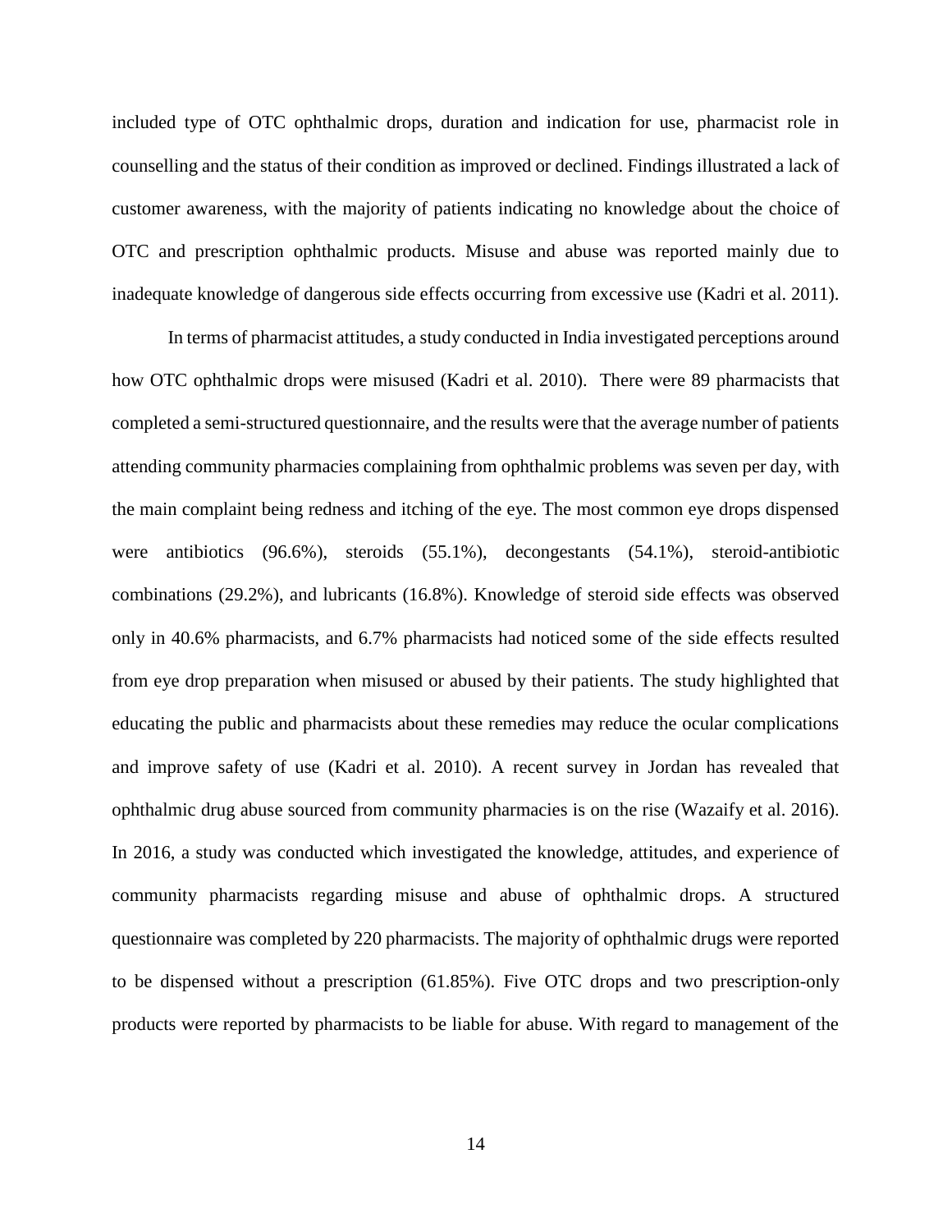included type of OTC ophthalmic drops, duration and indication for use, pharmacist role in counselling and the status of their condition as improved or declined. Findings illustrated a lack of customer awareness, with the majority of patients indicating no knowledge about the choice of OTC and prescription ophthalmic products. Misuse and abuse was reported mainly due to inadequate knowledge of dangerous side effects occurring from excessive use (Kadri et al. 2011).

In terms of pharmacist attitudes, a study conducted in India investigated perceptions around how OTC ophthalmic drops were misused (Kadri et al. 2010). There were 89 pharmacists that completed a semi-structured questionnaire, and the results were that the average number of patients attending community pharmacies complaining from ophthalmic problems was seven per day, with the main complaint being redness and itching of the eye. The most common eye drops dispensed were antibiotics (96.6%), steroids (55.1%), decongestants (54.1%), steroid-antibiotic combinations (29.2%), and lubricants (16.8%). Knowledge of steroid side effects was observed only in 40.6% pharmacists, and 6.7% pharmacists had noticed some of the side effects resulted from eye drop preparation when misused or abused by their patients. The study highlighted that educating the public and pharmacists about these remedies may reduce the ocular complications and improve safety of use (Kadri et al. 2010). A recent survey in Jordan has revealed that ophthalmic drug abuse sourced from community pharmacies is on the rise (Wazaify et al. 2016). In 2016, a study was conducted which investigated the knowledge, attitudes, and experience of community pharmacists regarding misuse and abuse of ophthalmic drops. A structured questionnaire was completed by 220 pharmacists. The majority of ophthalmic drugs were reported to be dispensed without a prescription (61.85%). Five OTC drops and two prescription-only products were reported by pharmacists to be liable for abuse. With regard to management of the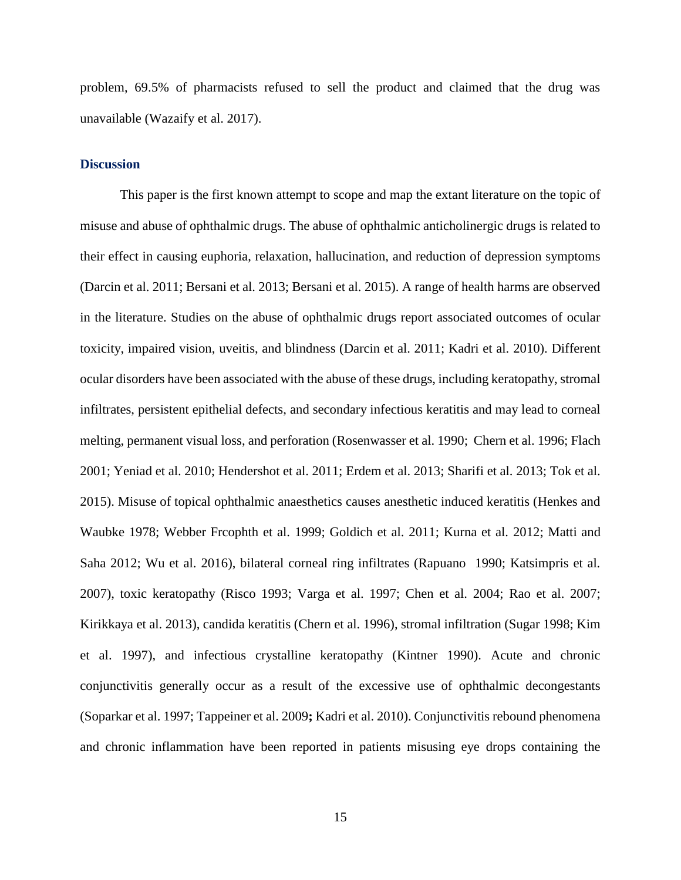problem, 69.5% of pharmacists refused to sell the product and claimed that the drug was unavailable (Wazaify et al. 2017).

## Discussion

This paper is the first known attempt to scope and map the extant literature on the topic of misuse and abuse of ophthalmic drugs. The abuse of ophthalmic anticholinergic drugs is related to their effect in causing euphoria, relaxation, hallucination, and reduction of depression symptoms (Darcin et al. 2011; Bersani et al. 2013; Bersani et al. 2015). A range of health harms are observed in the literature. Studies on the abuse of ophthalmic drugs report associated outcomes of ocular toxicity, impaired vision, uveitis, and blindness (Darcin et al. 2011; Kadri et al. 2010). Different ocular disorders have been associated with the abuse of these drugs, including keratopathy, stromal infiltrates, persistent epithelial defects, and secondary infectious keratitis and may lead to corneal melting, permanent visual loss, and perforation (Rosenwasser et al. 1990; Chern et al. 1996; Flach 2001; Yeniad et al. 2010; Hendershot et al. 2011; Erdem et al. 2013; Sharifi et al. 2013; Tok et al. 2015). Misuse of topical ophthalmic anaesthetics causes anesthetic induced keratitis (Henkes and Waubke 1978; Webber Frcophth et al. 1999; Goldich et al. 2011; Kurna et al. 2012; Matti and Saha 2012; Wu et al. 2016), bilateral corneal ring infiltrates (Rapuano 1990; Katsimpris et al. 2007), toxic keratopathy (Risco 1993; Varga et al. 1997; Chen et al. 2004; Rao et al. 2007; Kirikkaya et al. 2013), candida keratitis (Chern et al. 1996), stromal infiltration (Sugar 1998; Kim et al. 1997), and infectious crystalline keratopathy (Kintner 1990). Acute and chronic conjunctivitis generally occur as a result of the excessive use of ophthalmic decongestants (Soparkar et al. 1997; Tappeiner et al. 2009**;** Kadri et al. 2010). Conjunctivitis rebound phenomena and chronic inflammation have been reported in patients misusing eye drops containing the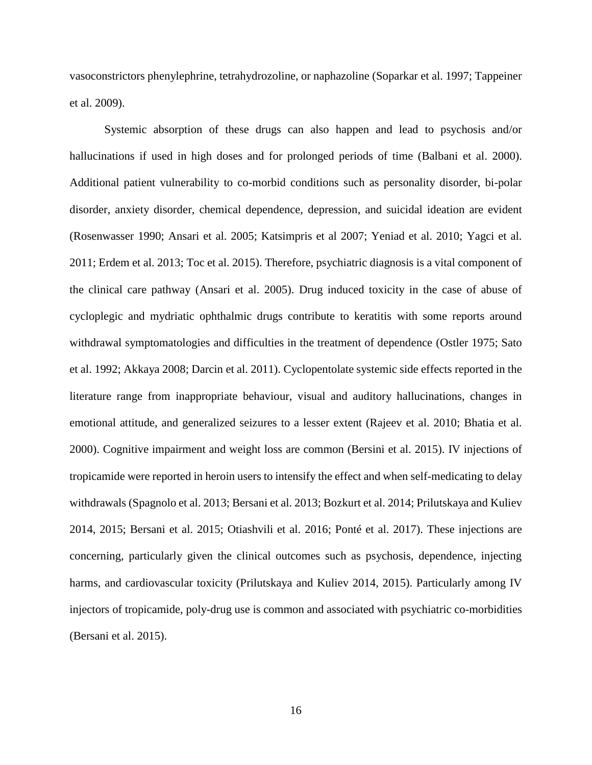vasoconstrictors phenylephrine, tetrahydrozoline, or naphazoline (Soparkar et al. 1997; Tappeiner et al. 2009).

Systemic absorption of these drugs can also happen and lead to psychosis and/or hallucinations if used in high doses and for prolonged periods of time (Balbani et al. 2000). Additional patient vulnerability to co-morbid conditions such as personality disorder, bi-polar disorder, anxiety disorder, chemical dependence, depression, and suicidal ideation are evident (Rosenwasser 1990; Ansari et al. 2005; Katsimpris et al 2007; Yeniad et al. 2010; Yagci et al. 2011; Erdem et al. 2013; Toc et al. 2015). Therefore, psychiatric diagnosis is a vital component of the clinical care pathway (Ansari et al. 2005). Drug induced toxicity in the case of abuse of cycloplegic and mydriatic ophthalmic drugs contribute to keratitis with some reports around withdrawal symptomatologies and difficulties in the treatment of dependence (Ostler 1975; Sato et al. 1992; Akkaya 2008; Darcin et al. 2011). Cyclopentolate systemic side effects reported in the literature range from inappropriate behaviour, visual and auditory hallucinations, changes in emotional attitude, and generalized seizures to a lesser extent (Rajeev et al. 2010; Bhatia et al. 2000). Cognitive impairment and weight loss are common (Bersini et al. 2015). IV injections of tropicamide were reported in heroin users to intensify the effect and when self-medicating to delay withdrawals (Spagnolo et al. 2013; Bersani et al. 2013; Bozkurt et al. 2014; Prilutskaya and Kuliev 2014, 2015; Bersani et al. 2015; Otiashvili et al. 2016; Ponté et al. 2017). These injections are concerning, particularly given the clinical outcomes such as psychosis, dependence, injecting harms, and cardiovascular toxicity (Prilutskaya and Kuliev 2014, 2015). Particularly among IV injectors of tropicamide, poly-drug use is common and associated with psychiatric co-morbidities (Bersani et al. 2015).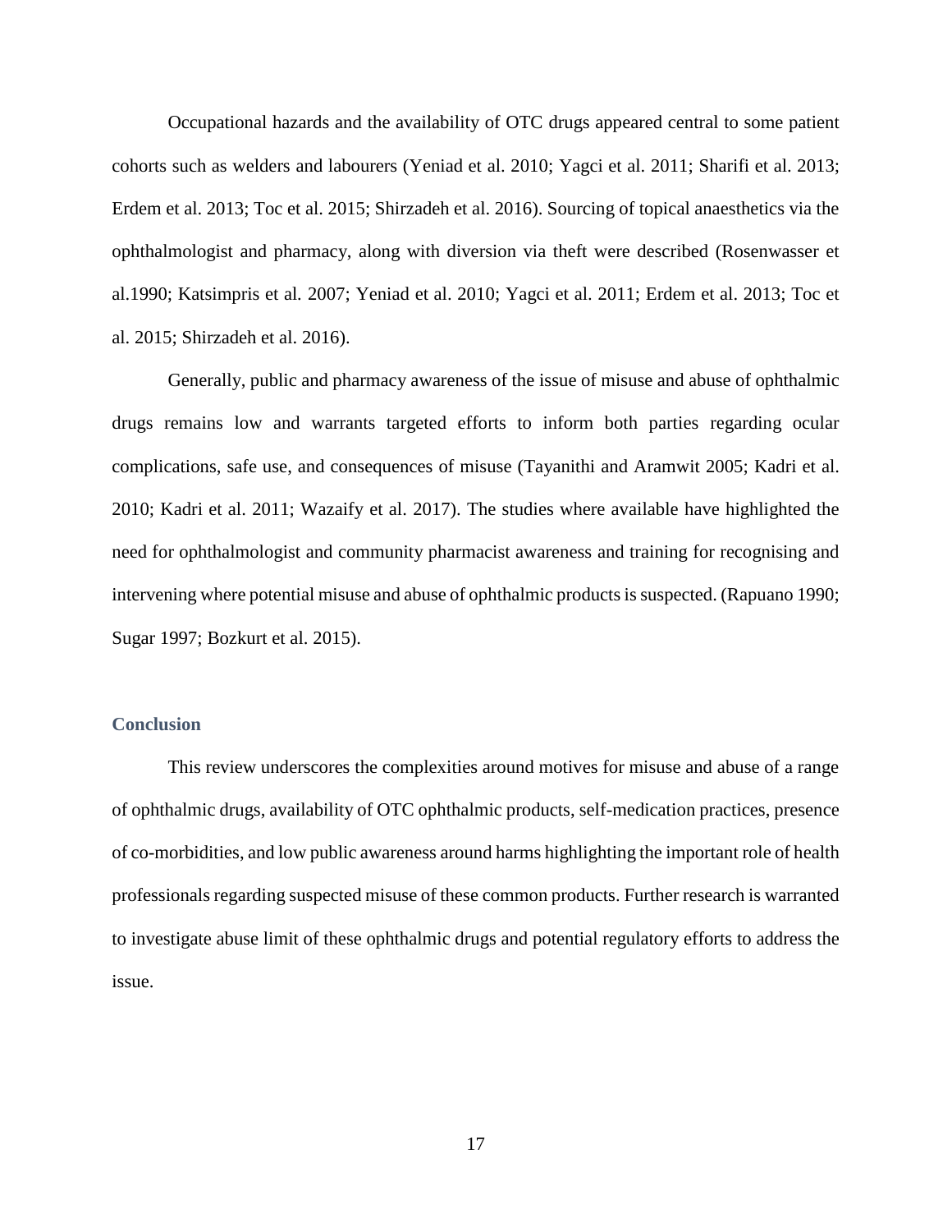Occupational hazards and the availability of OTC drugs appeared central to some patient cohorts such as welders and labourers (Yeniad et al. 2010; Yagci et al. 2011; Sharifi et al. 2013; Erdem et al. 2013; Toc et al. 2015; Shirzadeh et al. 2016). Sourcing of topical anaesthetics via the ophthalmologist and pharmacy, along with diversion via theft were described (Rosenwasser et al.1990; Katsimpris et al. 2007; Yeniad et al. 2010; Yagci et al. 2011; Erdem et al. 2013; Toc et al. 2015; Shirzadeh et al. 2016).

Generally, public and pharmacy awareness of the issue of misuse and abuse of ophthalmic drugs remains low and warrants targeted efforts to inform both parties regarding ocular complications, safe use, and consequences of misuse (Tayanithi and Aramwit 2005; Kadri et al. 2010; Kadri et al. 2011; Wazaify et al. 2017). The studies where available have highlighted the need for ophthalmologist and community pharmacist awareness and training for recognising and intervening where potential misuse and abuse of ophthalmic products is suspected. (Rapuano 1990; Sugar 1997; Bozkurt et al. 2015).

## Conclusion

This review underscores the complexities around motives for misuse and abuse of a range of ophthalmic drugs, availability of OTC ophthalmic products, self-medication practices, presence of co-morbidities, and low public awareness around harms highlighting the important role of health professionals regarding suspected misuse of these common products. Further research is warranted to investigate abuse limit of these ophthalmic drugs and potential regulatory efforts to address the issue.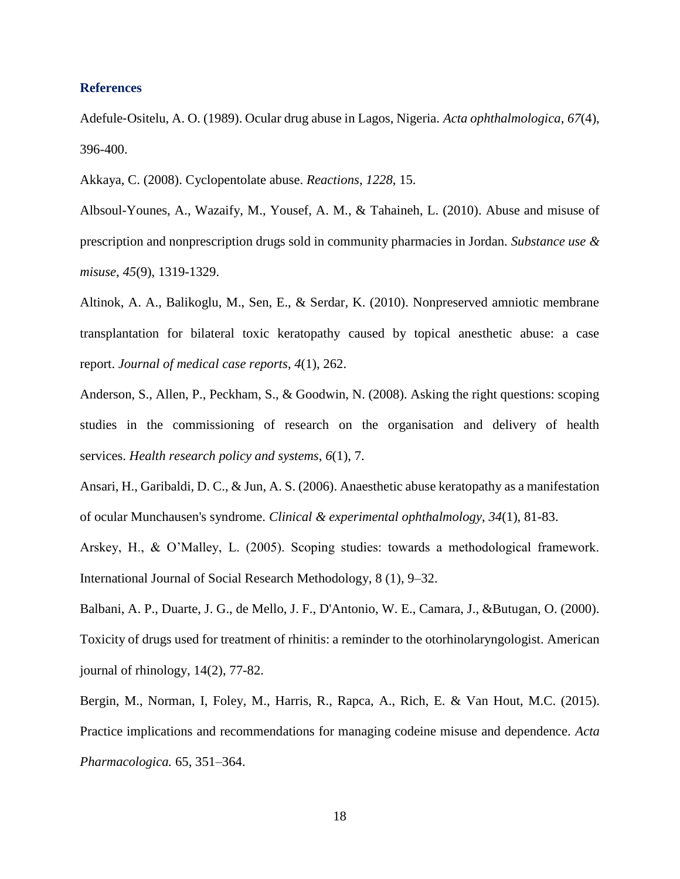### References

Adefule-Ositelu, A. O. (1989). Ocular drug abuse in Lagos, Nigeria. *Acta ophthalmologica*, *67*(4), 396-400.

Akkaya, C. (2008). Cyclopentolate abuse. *Reactions*, *1228*, 15.

Albsoul-Younes, A., Wazaify, M., Yousef, A. M., & Tahaineh, L. (2010). Abuse and misuse of prescription and nonprescription drugs sold in community pharmacies in Jordan. *Substance use & misuse*, *45*(9), 1319-1329.

Altinok, A. A., Balikoglu, M., Sen, E., & Serdar, K. (2010). Nonpreserved amniotic membrane transplantation for bilateral toxic keratopathy caused by topical anesthetic abuse: a case report. *Journal of medical case reports*, *4*(1), 262.

Anderson, S., Allen, P., Peckham, S., & Goodwin, N. (2008). Asking the right questions: scoping studies in the commissioning of research on the organisation and delivery of health services. *Health research policy and systems*, *6*(1), 7.

Ansari, H., Garibaldi, D. C., & Jun, A. S. (2006). Anaesthetic abuse keratopathy as a manifestation of ocular Munchausen's syndrome. *Clinical & experimental ophthalmology*, *34*(1), 81-83.

Arskey, H., & O'Malley, L. (2005). Scoping studies: towards a methodological framework. International Journal of Social Research Methodology, 8 (1), 9–32.

Balbani, A. P., Duarte, J. G., de Mello, J. F., D'Antonio, W. E., Camara, J., &Butugan, O. (2000). Toxicity of drugs used for treatment of rhinitis: a reminder to the otorhinolaryngologist. American journal of rhinology, 14(2), 77-82.

Bergin, M., Norman, I, Foley, M., Harris, R., Rapca, A., Rich, E. & Van Hout, M.C. (2015). Practice implications and recommendations for managing codeine misuse and dependence. *Acta Pharmacologica.* 65, 351–364.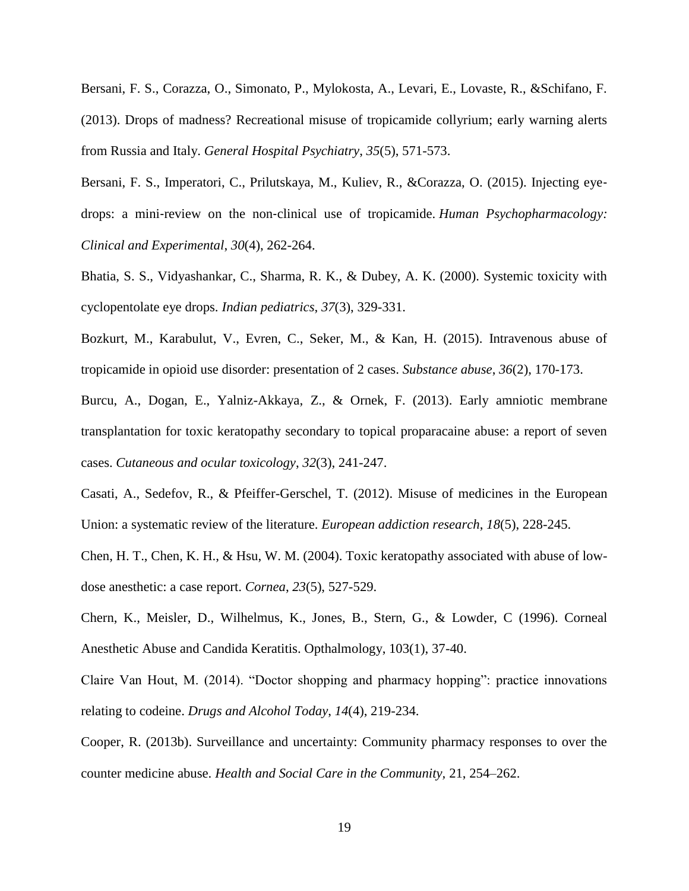Bersani, F. S., Corazza, O., Simonato, P., Mylokosta, A., Levari, E., Lovaste, R., &Schifano, F. (2013). Drops of madness? Recreational misuse of tropicamide collyrium; early warning alerts from Russia and Italy. *General Hospital Psychiatry*, *35*(5), 571-573.

Bersani, F. S., Imperatori, C., Prilutskaya, M., Kuliev, R., &Corazza, O. (2015). Injecting eye-drops: a mini-review on the non-clinical use of tropicamide. *Human Psychopharmacology: Clinical and Experimental*, *30*(4), 262-264.

Bhatia, S. S., Vidyashankar, C., Sharma, R. K., & Dubey, A. K. (2000). Systemic toxicity with cyclopentolate eye drops. *Indian pediatrics*, *37*(3), 329-331.

Bozkurt, M., Karabulut, V., Evren, C., Seker, M., & Kan, H. (2015). Intravenous abuse of tropicamide in opioid use disorder: presentation of 2 cases. *Substance abuse*, *36*(2), 170-173.

Burcu, A., Dogan, E., Yalniz-Akkaya, Z., & Ornek, F. (2013). Early amniotic membrane transplantation for toxic keratopathy secondary to topical proparacaine abuse: a report of seven cases. *Cutaneous and ocular toxicology*, *32*(3), 241-247.

Casati, A., Sedefov, R., & Pfeiffer-Gerschel, T. (2012). Misuse of medicines in the European Union: a systematic review of the literature. *European addiction research*, *18*(5), 228-245.

Chen, H. T., Chen, K. H., & Hsu, W. M. (2004). Toxic keratopathy associated with abuse of low-dose anesthetic: a case report. *Cornea*, *23*(5), 527-529.

Chern, K., Meisler, D., Wilhelmus, K., Jones, B., Stern, G., & Lowder, C (1996). Corneal Anesthetic Abuse and Candida Keratitis. Opthalmology, 103(1), 37-40.

Claire Van Hout, M. (2014). "Doctor shopping and pharmacy hopping": practice innovations relating to codeine. *Drugs and Alcohol Today*, *14*(4), 219-234.

Cooper, R. (2013b). Surveillance and uncertainty: Community pharmacy responses to over the counter medicine abuse. *Health and Social Care in the Community,* 21, 254–262.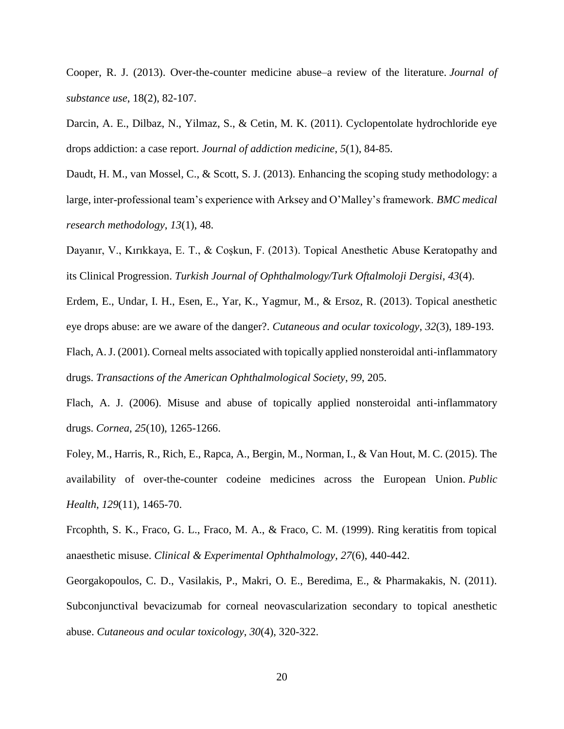Cooper, R. J. (2013). Over-the-counter medicine abuse–a review of the literature. *Journal of substance use*, 18(2), 82-107.

Darcin, A. E., Dilbaz, N., Yilmaz, S., & Cetin, M. K. (2011). Cyclopentolate hydrochloride eye drops addiction: a case report. *Journal of addiction medicine*, *5*(1), 84-85.

Daudt, H. M., van Mossel, C., & Scott, S. J. (2013). Enhancing the scoping study methodology: a large, inter-professional team's experience with Arksey and O'Malley's framework. *BMC medical research methodology*, *13*(1), 48.

Dayanır, V., Kırıkkaya, E. T., & Coşkun, F. (2013). Topical Anesthetic Abuse Keratopathy and its Clinical Progression. *Turkish Journal of Ophthalmology/Turk Oftalmoloji Dergisi*, *43*(4).

Erdem, E., Undar, I. H., Esen, E., Yar, K., Yagmur, M., & Ersoz, R. (2013). Topical anesthetic eye drops abuse: are we aware of the danger?. *Cutaneous and ocular toxicology*, *32*(3), 189-193.

Flach, A. J. (2001). Corneal melts associated with topically applied nonsteroidal anti-inflammatory drugs. *Transactions of the American Ophthalmological Society*, *99*, 205.

Flach, A. J. (2006). Misuse and abuse of topically applied nonsteroidal anti-inflammatory drugs. *Cornea*, *25*(10), 1265-1266.

Foley, M., Harris, R., Rich, E., Rapca, A., Bergin, M., Norman, I., & Van Hout, M. C. (2015). The availability of over-the-counter codeine medicines across the European Union. *Public Health*, *129*(11), 1465-70.

Frcophth, S. K., Fraco, G. L., Fraco, M. A., & Fraco, C. M. (1999). Ring keratitis from topical anaesthetic misuse. *Clinical & Experimental Ophthalmology*, *27*(6), 440-442.

Georgakopoulos, C. D., Vasilakis, P., Makri, O. E., Beredima, E., & Pharmakakis, N. (2011). Subconjunctival bevacizumab for corneal neovascularization secondary to topical anesthetic abuse. *Cutaneous and ocular toxicology*, *30*(4), 320-322.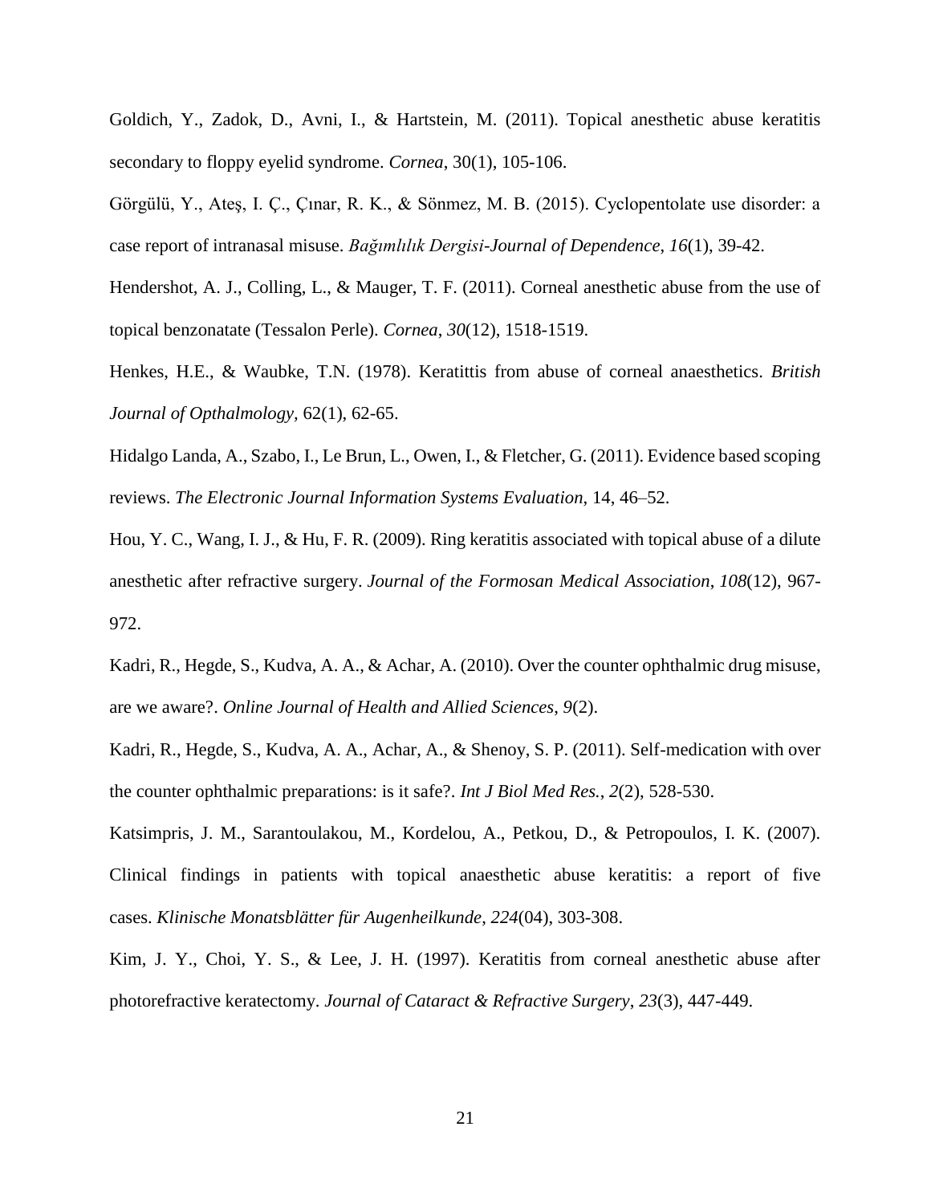Goldich, Y., Zadok, D., Avni, I., & Hartstein, M. (2011). Topical anesthetic abuse keratitis secondary to floppy eyelid syndrome. *Cornea*, 30(1), 105-106.

Görgülü, Y., Ateş, I. Ç., Çınar, R. K., & Sönmez, M. B. (2015). Cyclopentolate use disorder: a case report of intranasal misuse. *Bağımlılık Dergisi-Journal of Dependence*, *16*(1), 39-42.

Hendershot, A. J., Colling, L., & Mauger, T. F. (2011). Corneal anesthetic abuse from the use of topical benzonatate (Tessalon Perle). *Cornea*, *30*(12), 1518-1519.

Henkes, H.E., & Waubke, T.N. (1978). Keratittis from abuse of corneal anaesthetics. *British Journal of Opthalmology*, 62(1), 62-65.

Hidalgo Landa, A., Szabo, I., Le Brun, L., Owen, I., & Fletcher, G. (2011). Evidence based scoping reviews. *The Electronic Journal Information Systems Evaluation*, 14, 46–52.

Hou, Y. C., Wang, I. J., & Hu, F. R. (2009). Ring keratitis associated with topical abuse of a dilute anesthetic after refractive surgery. *Journal of the Formosan Medical Association*, *108*(12), 967-972.

Kadri, R., Hegde, S., Kudva, A. A., & Achar, A. (2010). Over the counter ophthalmic drug misuse, are we aware?. *Online Journal of Health and Allied Sciences*, *9*(2).

Kadri, R., Hegde, S., Kudva, A. A., Achar, A., & Shenoy, S. P. (2011). Self-medication with over the counter ophthalmic preparations: is it safe?. *Int J Biol Med Res.*, *2*(2), 528-530.

Katsimpris, J. M., Sarantoulakou, M., Kordelou, A., Petkou, D., & Petropoulos, I. K. (2007). Clinical findings in patients with topical anaesthetic abuse keratitis: a report of five cases. *Klinische Monatsblätter für Augenheilkunde*, *224*(04), 303-308.

Kim, J. Y., Choi, Y. S., & Lee, J. H. (1997). Keratitis from corneal anesthetic abuse after photorefractive keratectomy. *Journal of Cataract & Refractive Surgery*, *23*(3), 447-449.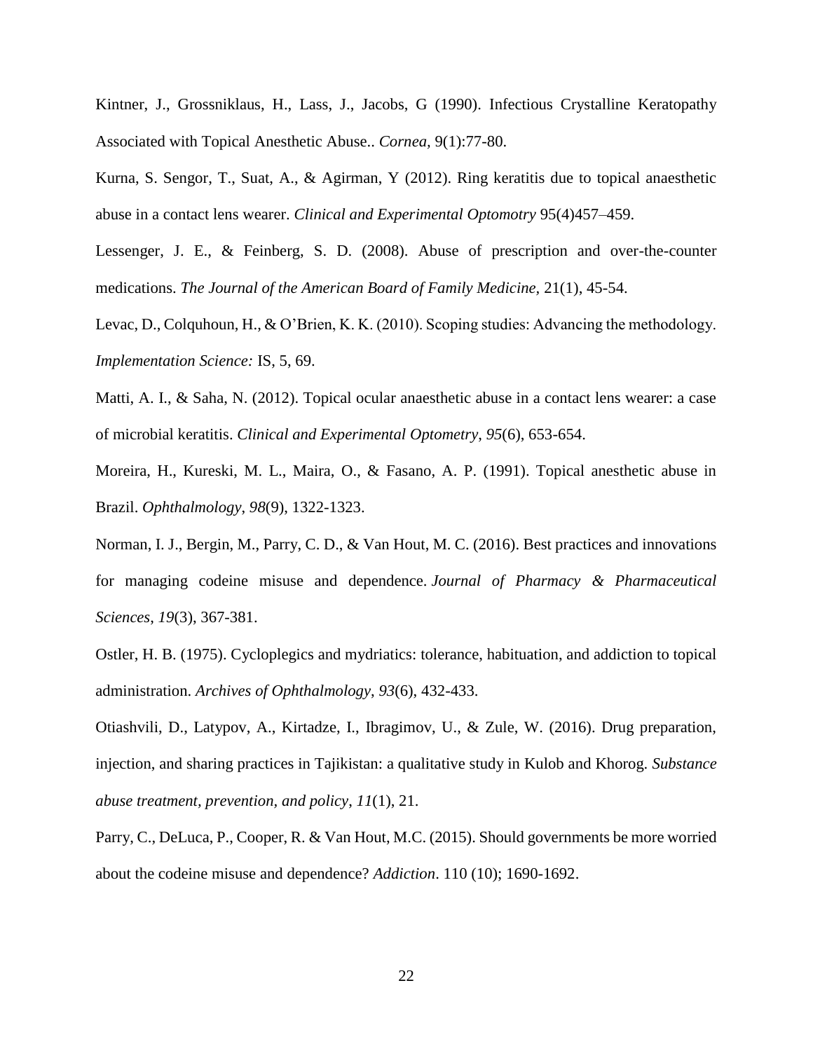Kintner, J., Grossniklaus, H., Lass, J., Jacobs, G (1990). Infectious Crystalline Keratopathy Associated with Topical Anesthetic Abuse.. *Cornea,* 9(1):77-80.

Kurna, S. Sengor, T., Suat, A., & Agirman, Y (2012). Ring keratitis due to topical anaesthetic abuse in a contact lens wearer. *Clinical and Experimental Optomotry* 95(4)457–459.

Lessenger, J. E., & Feinberg, S. D. (2008). Abuse of prescription and over-the-counter medications. *The Journal of the American Board of Family Medicine*, 21(1), 45-54.

Levac, D., Colquhoun, H., & O'Brien, K. K. (2010). Scoping studies: Advancing the methodology. *Implementation Science:* IS, 5, 69.

Matti, A. I., & Saha, N. (2012). Topical ocular anaesthetic abuse in a contact lens wearer: a case of microbial keratitis. *Clinical and Experimental Optometry*, *95*(6), 653-654.

Moreira, H., Kureski, M. L., Maira, O., & Fasano, A. P. (1991). Topical anesthetic abuse in Brazil. *Ophthalmology*, *98*(9), 1322-1323.

Norman, I. J., Bergin, M., Parry, C. D., & Van Hout, M. C. (2016). Best practices and innovations for managing codeine misuse and dependence. *Journal of Pharmacy & Pharmaceutical Sciences*, *19*(3), 367-381.

Ostler, H. B. (1975). Cycloplegics and mydriatics: tolerance, habituation, and addiction to topical administration. *Archives of Ophthalmology*, *93*(6), 432-433.

Otiashvili, D., Latypov, A., Kirtadze, I., Ibragimov, U., & Zule, W. (2016). Drug preparation, injection, and sharing practices in Tajikistan: a qualitative study in Kulob and Khorog. *Substance abuse treatment, prevention, and policy*, *11*(1), 21.

Parry, C., DeLuca, P., Cooper, R. & Van Hout, M.C. (2015). Should governments be more worried about the codeine misuse and dependence? *Addiction*. 110 (10); 1690-1692.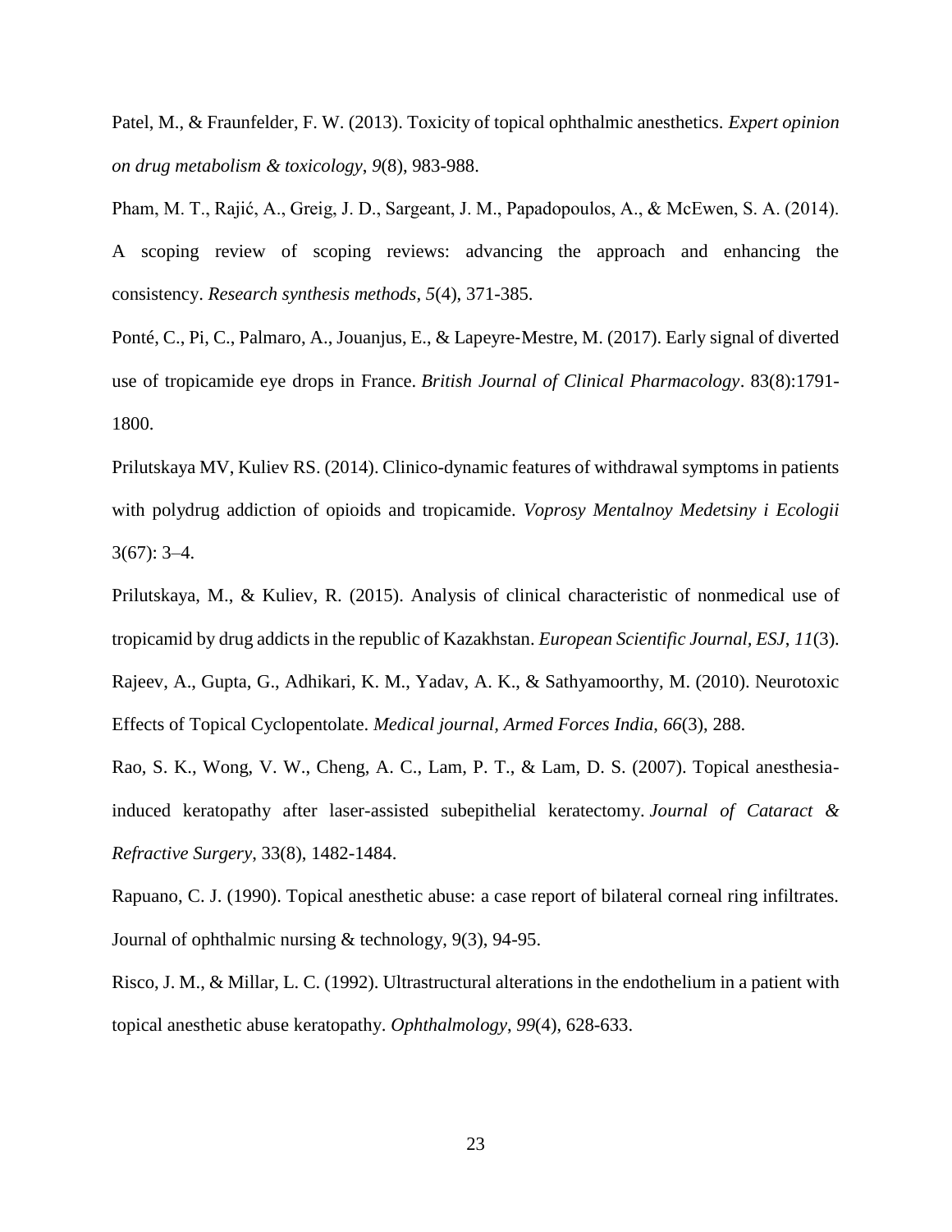Patel, M., & Fraunfelder, F. W. (2013). Toxicity of topical ophthalmic anesthetics. *Expert opinion on drug metabolism & toxicology*, *9*(8), 983-988.

Pham, M. T., Rajić, A., Greig, J. D., Sargeant, J. M., Papadopoulos, A., & McEwen, S. A. (2014). A scoping review of scoping reviews: advancing the approach and enhancing the consistency. *Research synthesis methods*, *5*(4), 371-385.

Ponté, C., Pi, C., Palmaro, A., Jouanjus, E., & Lapeyre‐Mestre, M. (2017). Early signal of diverted use of tropicamide eye drops in France. *British Journal of Clinical Pharmacology*. 83(8):1791-1800.

Prilutskaya MV, Kuliev RS. (2014). Clinico-dynamic features of withdrawal symptoms in patients with polydrug addiction of opioids and tropicamide. *Voprosy Mentalnoy Medetsiny i Ecologii* 3(67): 3–4.

Prilutskaya, M., & Kuliev, R. (2015). Analysis of clinical characteristic of nonmedical use of tropicamid by drug addicts in the republic of Kazakhstan. *European Scientific Journal, ESJ*, *11*(3).

Rajeev, A., Gupta, G., Adhikari, K. M., Yadav, A. K., & Sathyamoorthy, M. (2010). Neurotoxic Effects of Topical Cyclopentolate. *Medical journal, Armed Forces India*, *66*(3), 288.

Rao, S. K., Wong, V. W., Cheng, A. C., Lam, P. T., & Lam, D. S. (2007). Topical anesthesia-induced keratopathy after laser-assisted subepithelial keratectomy. *Journal of Cataract & Refractive Surgery*, 33(8), 1482-1484.

Rapuano, C. J. (1990). Topical anesthetic abuse: a case report of bilateral corneal ring infiltrates. Journal of ophthalmic nursing & technology, 9(3), 94-95.

Risco, J. M., & Millar, L. C. (1992). Ultrastructural alterations in the endothelium in a patient with topical anesthetic abuse keratopathy. *Ophthalmology*, *99*(4), 628-633.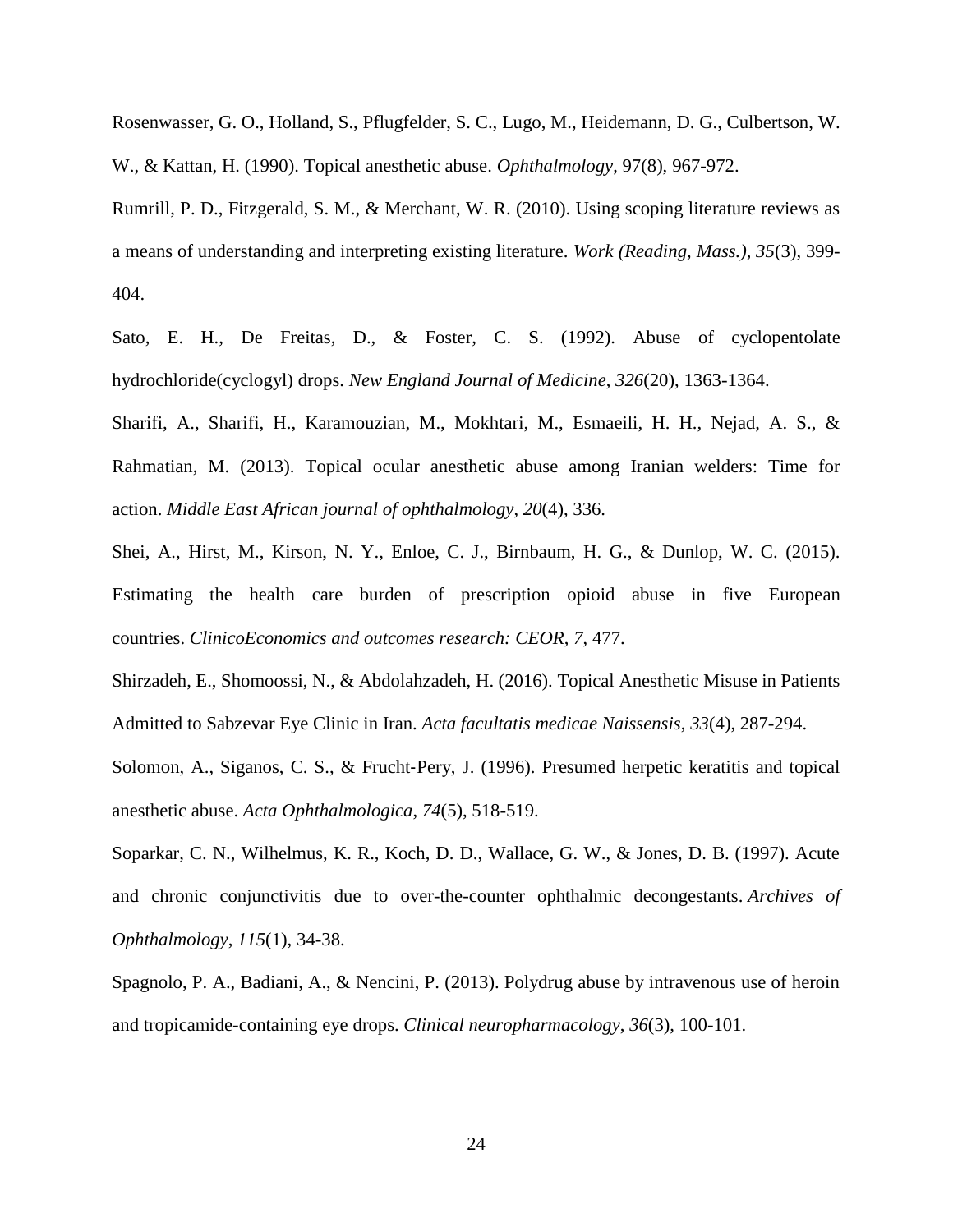Rosenwasser, G. O., Holland, S., Pflugfelder, S. C., Lugo, M., Heidemann, D. G., Culbertson, W. W., & Kattan, H. (1990). Topical anesthetic abuse. *Ophthalmology*, 97(8), 967-972.

Rumrill, P. D., Fitzgerald, S. M., & Merchant, W. R. (2010). Using scoping literature reviews as a means of understanding and interpreting existing literature. *Work (Reading, Mass.)*, *35*(3), 399-404.

Sato, E. H., De Freitas, D., & Foster, C. S. (1992). Abuse of cyclopentolate hydrochloride(cyclogyl) drops. *New England Journal of Medicine*, *326*(20), 1363-1364.

Sharifi, A., Sharifi, H., Karamouzian, M., Mokhtari, M., Esmaeili, H. H., Nejad, A. S., & Rahmatian, M. (2013). Topical ocular anesthetic abuse among Iranian welders: Time for action. *Middle East African journal of ophthalmology*, *20*(4), 336.

Shei, A., Hirst, M., Kirson, N. Y., Enloe, C. J., Birnbaum, H. G., & Dunlop, W. C. (2015). Estimating the health care burden of prescription opioid abuse in five European countries. *ClinicoEconomics and outcomes research: CEOR*, *7*, 477.

Shirzadeh, E., Shomoossi, N., & Abdolahzadeh, H. (2016). Topical Anesthetic Misuse in Patients Admitted to Sabzevar Eye Clinic in Iran. *Acta facultatis medicae Naissensis*, *33*(4), 287-294.

Solomon, A., Siganos, C. S., & Frucht‐Pery, J. (1996). Presumed herpetic keratitis and topical anesthetic abuse. *Acta Ophthalmologica*, *74*(5), 518-519.

Soparkar, C. N., Wilhelmus, K. R., Koch, D. D., Wallace, G. W., & Jones, D. B. (1997). Acute and chronic conjunctivitis due to over-the-counter ophthalmic decongestants. *Archives of Ophthalmology*, *115*(1), 34-38.

Spagnolo, P. A., Badiani, A., & Nencini, P. (2013). Polydrug abuse by intravenous use of heroin and tropicamide-containing eye drops. *Clinical neuropharmacology*, *36*(3), 100-101.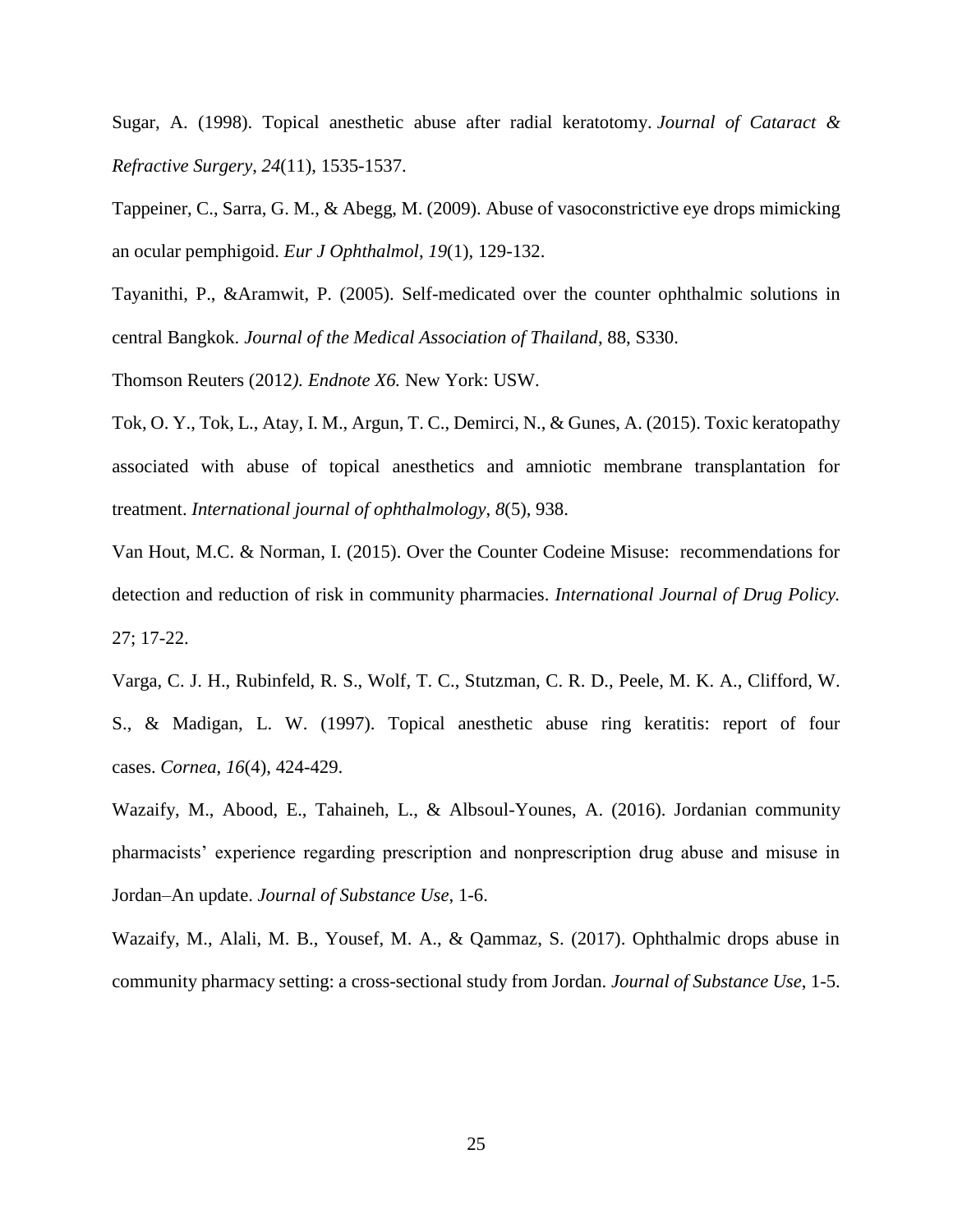Sugar, A. (1998). Topical anesthetic abuse after radial keratotomy. *Journal of Cataract & Refractive Surgery*, *24*(11), 1535-1537.

Tappeiner, C., Sarra, G. M., & Abegg, M. (2009). Abuse of vasoconstrictive eye drops mimicking an ocular pemphigoid. *Eur J Ophthalmol*, *19*(1), 129-132.

Tayanithi, P., &Aramwit, P. (2005). Self-medicated over the counter ophthalmic solutions in central Bangkok. *Journal of the Medical Association of Thailand*, 88, S330.

Thomson Reuters (2012*). Endnote X6.* New York: USW.

Tok, O. Y., Tok, L., Atay, I. M., Argun, T. C., Demirci, N., & Gunes, A. (2015). Toxic keratopathy associated with abuse of topical anesthetics and amniotic membrane transplantation for treatment. *International journal of ophthalmology*, *8*(5), 938.

Van Hout, M.C. & Norman, I. (2015). Over the Counter Codeine Misuse: recommendations for detection and reduction of risk in community pharmacies. *International Journal of Drug Policy.* 27; 17-22.

Varga, C. J. H., Rubinfeld, R. S., Wolf, T. C., Stutzman, C. R. D., Peele, M. K. A., Clifford, W. S., & Madigan, L. W. (1997). Topical anesthetic abuse ring keratitis: report of four cases. *Cornea*, *16*(4), 424-429.

Wazaify, M., Abood, E., Tahaineh, L., & Albsoul-Younes, A. (2016). Jordanian community pharmacists' experience regarding prescription and nonprescription drug abuse and misuse in Jordan–An update. *Journal of Substance Use*, 1-6.

Wazaify, M., Alali, M. B., Yousef, M. A., & Qammaz, S. (2017). Ophthalmic drops abuse in community pharmacy setting: a cross-sectional study from Jordan. *Journal of Substance Use*, 1-5.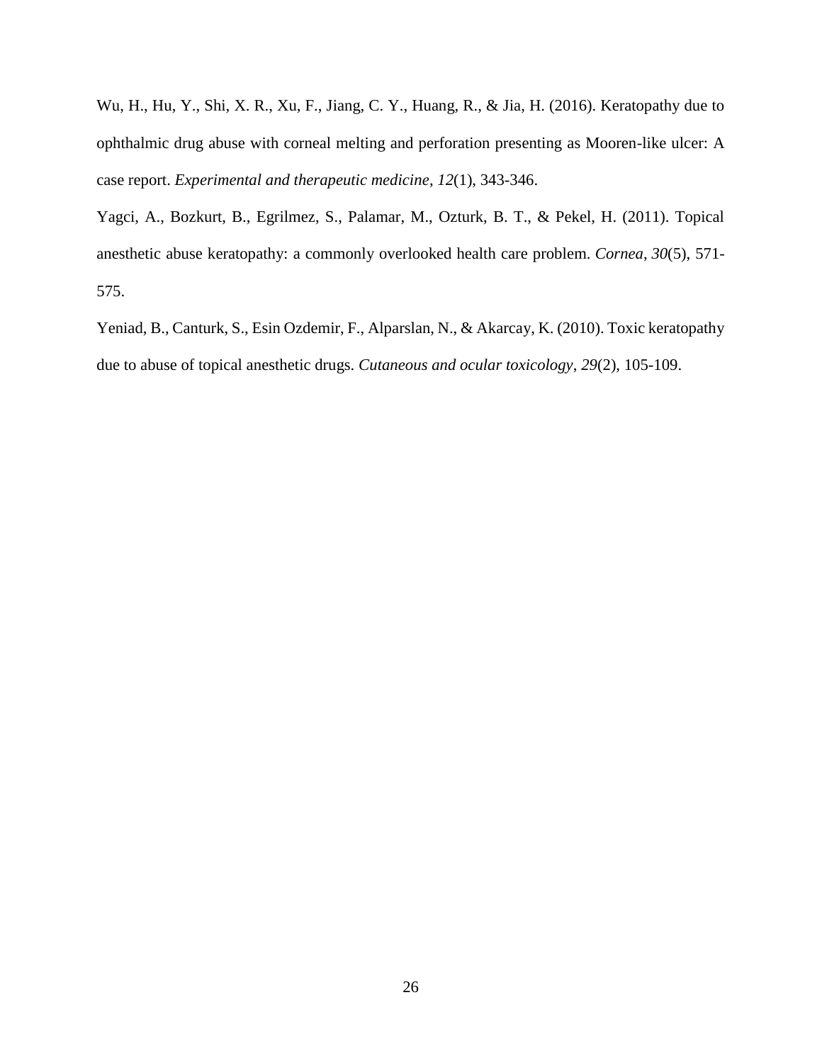Wu, H., Hu, Y., Shi, X. R., Xu, F., Jiang, C. Y., Huang, R., & Jia, H. (2016). Keratopathy due to ophthalmic drug abuse with corneal melting and perforation presenting as Mooren-like ulcer: A case report. *Experimental and therapeutic medicine*, *12*(1), 343-346.

Yagci, A., Bozkurt, B., Egrilmez, S., Palamar, M., Ozturk, B. T., & Pekel, H. (2011). Topical anesthetic abuse keratopathy: a commonly overlooked health care problem. *Cornea*, *30*(5), 571-575.

Yeniad, B., Canturk, S., Esin Ozdemir, F., Alparslan, N., & Akarcay, K. (2010). Toxic keratopathy due to abuse of topical anesthetic drugs. *Cutaneous and ocular toxicology*, *29*(2), 105-109.